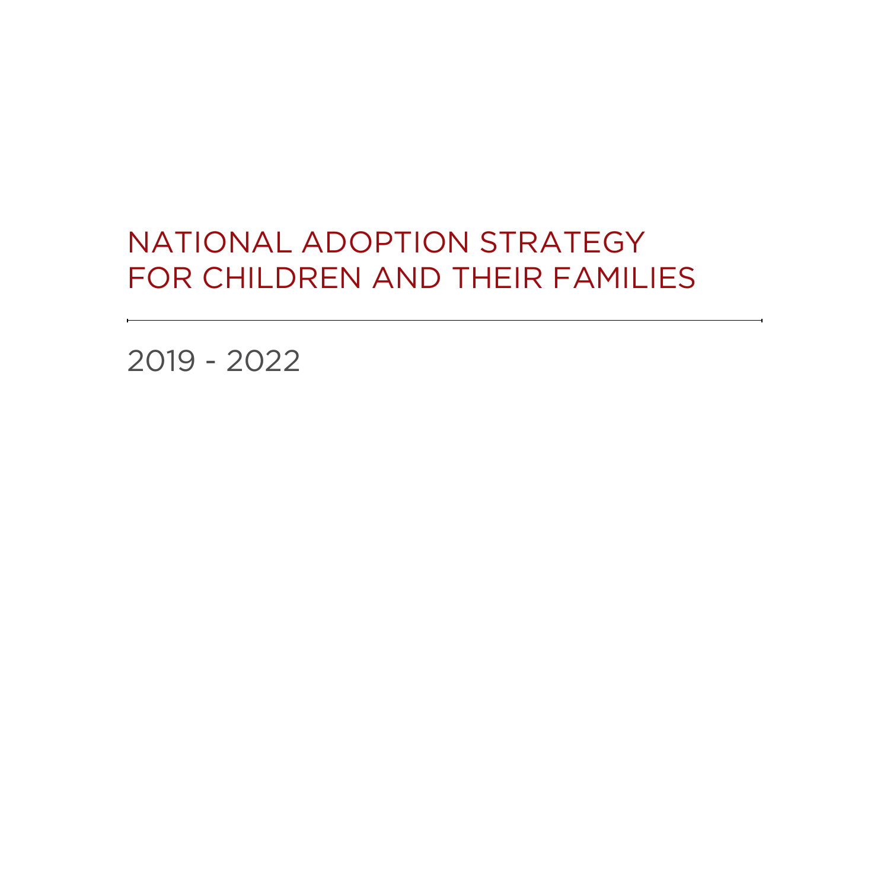# NATIONAL ADOPTION STRATEGY FOR CHILDREN AND THEIR FAMILIES

---

2019 - 2022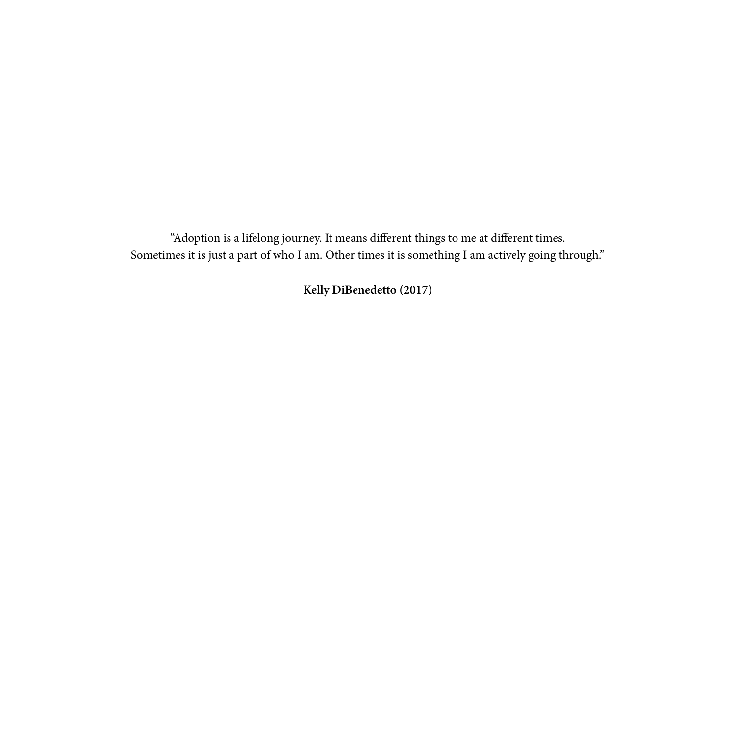"Adoption is a lifelong journey. It means different things to me at different times. Sometimes it is just a part of who I am. Other times it is something I am actively going through."

**Kelly DiBenedetto (2017)**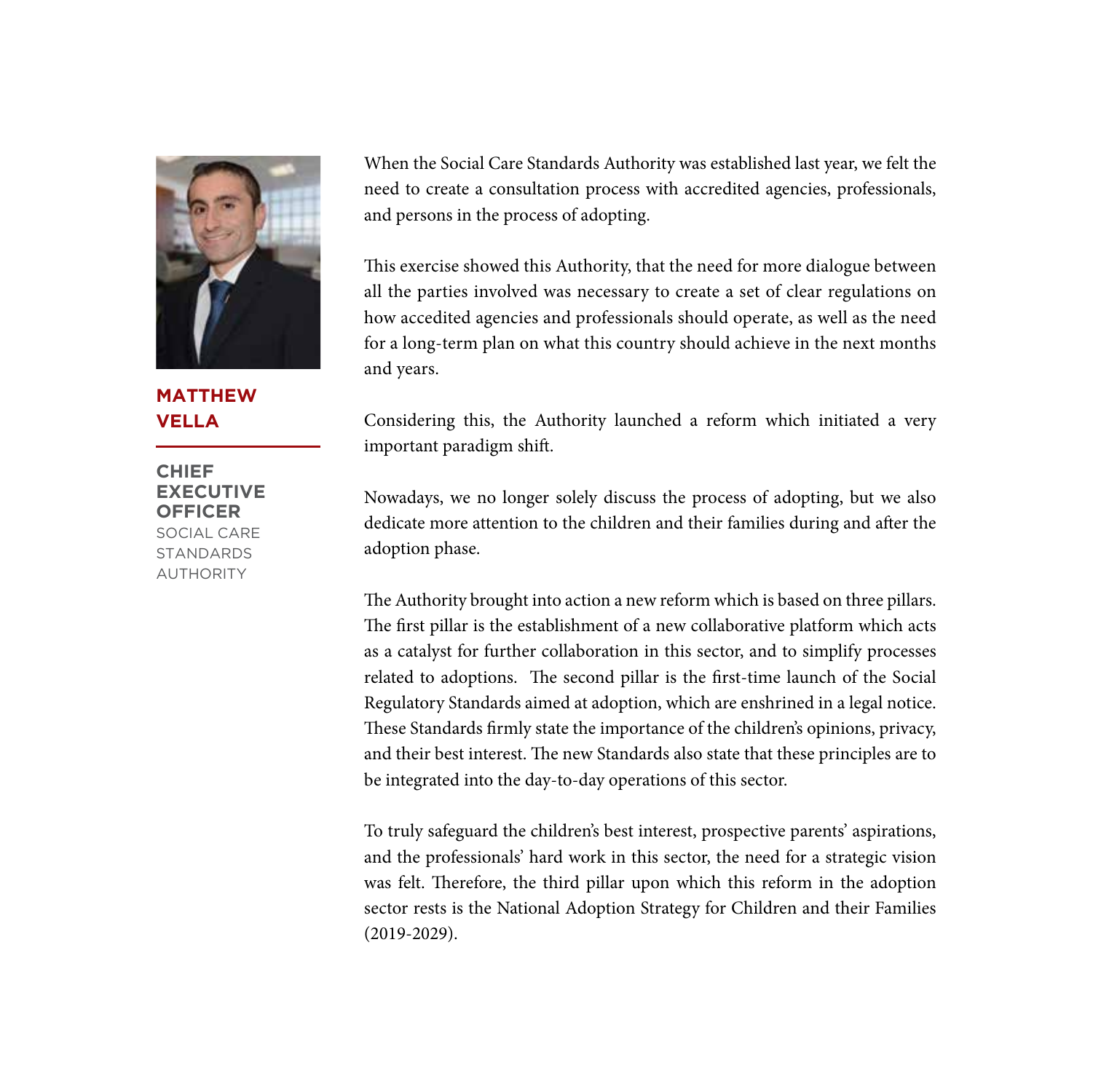**MATTHEW VELLA**

**CHIEF EXECUTIVE OFFICER**
SOCIAL CARE STANDARDS AUTHORITY

When the Social Care Standards Authority was established last year, we felt the need to create a consultation process with accredited agencies, professionals, and persons in the process of adopting.

This exercise showed this Authority, that the need for more dialogue between all the parties involved was necessary to create a set of clear regulations on how accedited agencies and professionals should operate, as well as the need for a long-term plan on what this country should achieve in the next months and years.

Considering this, the Authority launched a reform which initiated a very important paradigm shift.

Nowadays, we no longer solely discuss the process of adopting, but we also dedicate more attention to the children and their families during and after the adoption phase.

The Authority brought into action a new reform which is based on three pillars. The first pillar is the establishment of a new collaborative platform which acts as a catalyst for further collaboration in this sector, and to simplify processes related to adoptions. The second pillar is the first-time launch of the Social Regulatory Standards aimed at adoption, which are enshrined in a legal notice. These Standards firmly state the importance of the children's opinions, privacy, and their best interest. The new Standards also state that these principles are to be integrated into the day-to-day operations of this sector.

To truly safeguard the children's best interest, prospective parents' aspirations, and the professionals' hard work in this sector, the need for a strategic vision was felt. Therefore, the third pillar upon which this reform in the adoption sector rests is the National Adoption Strategy for Children and their Families (2019-2029).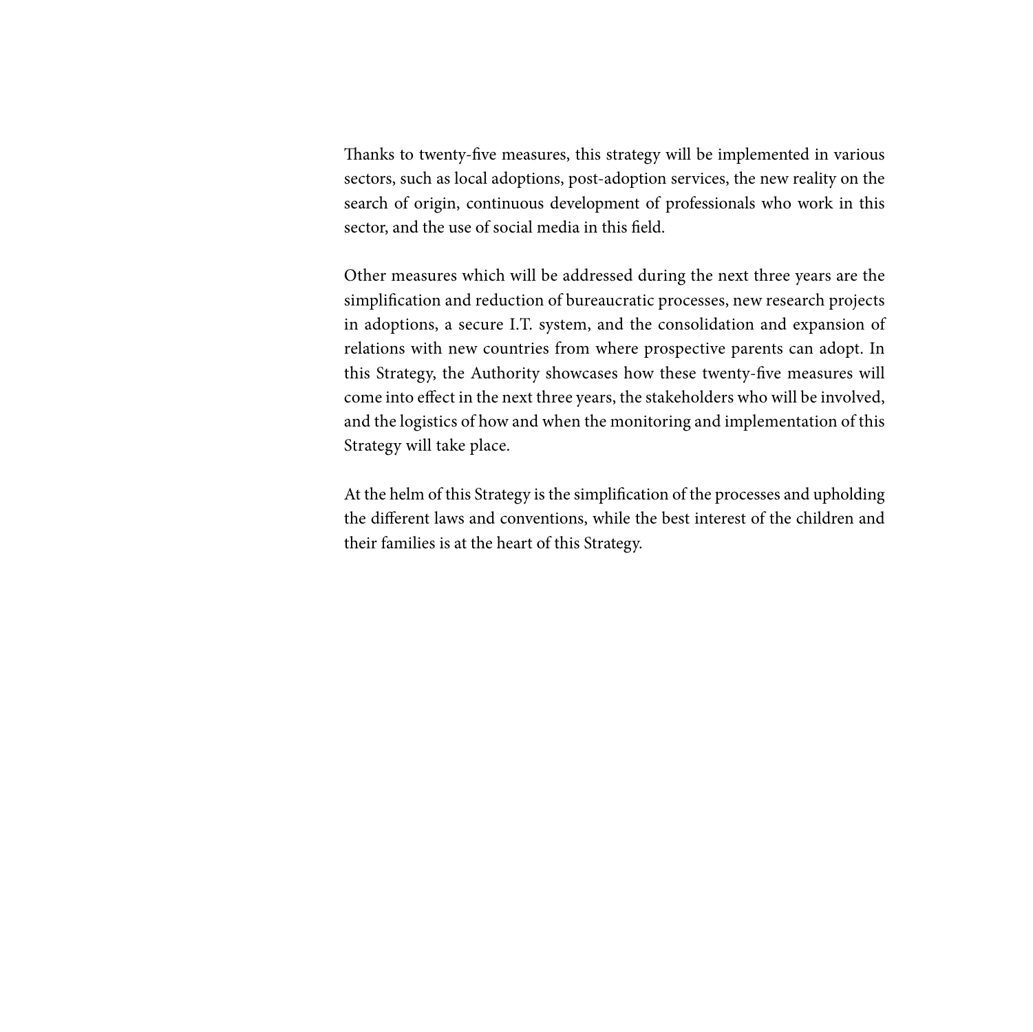Thanks to twenty-five measures, this strategy will be implemented in various sectors, such as local adoptions, post-adoption services, the new reality on the search of origin, continuous development of professionals who work in this sector, and the use of social media in this field.

Other measures which will be addressed during the next three years are the simplification and reduction of bureaucratic processes, new research projects in adoptions, a secure I.T. system, and the consolidation and expansion of relations with new countries from where prospective parents can adopt. In this Strategy, the Authority showcases how these twenty-five measures will come into effect in the next three years, the stakeholders who will be involved, and the logistics of how and when the monitoring and implementation of this Strategy will take place.

At the helm of this Strategy is the simplification of the processes and upholding the different laws and conventions, while the best interest of the children and their families is at the heart of this Strategy.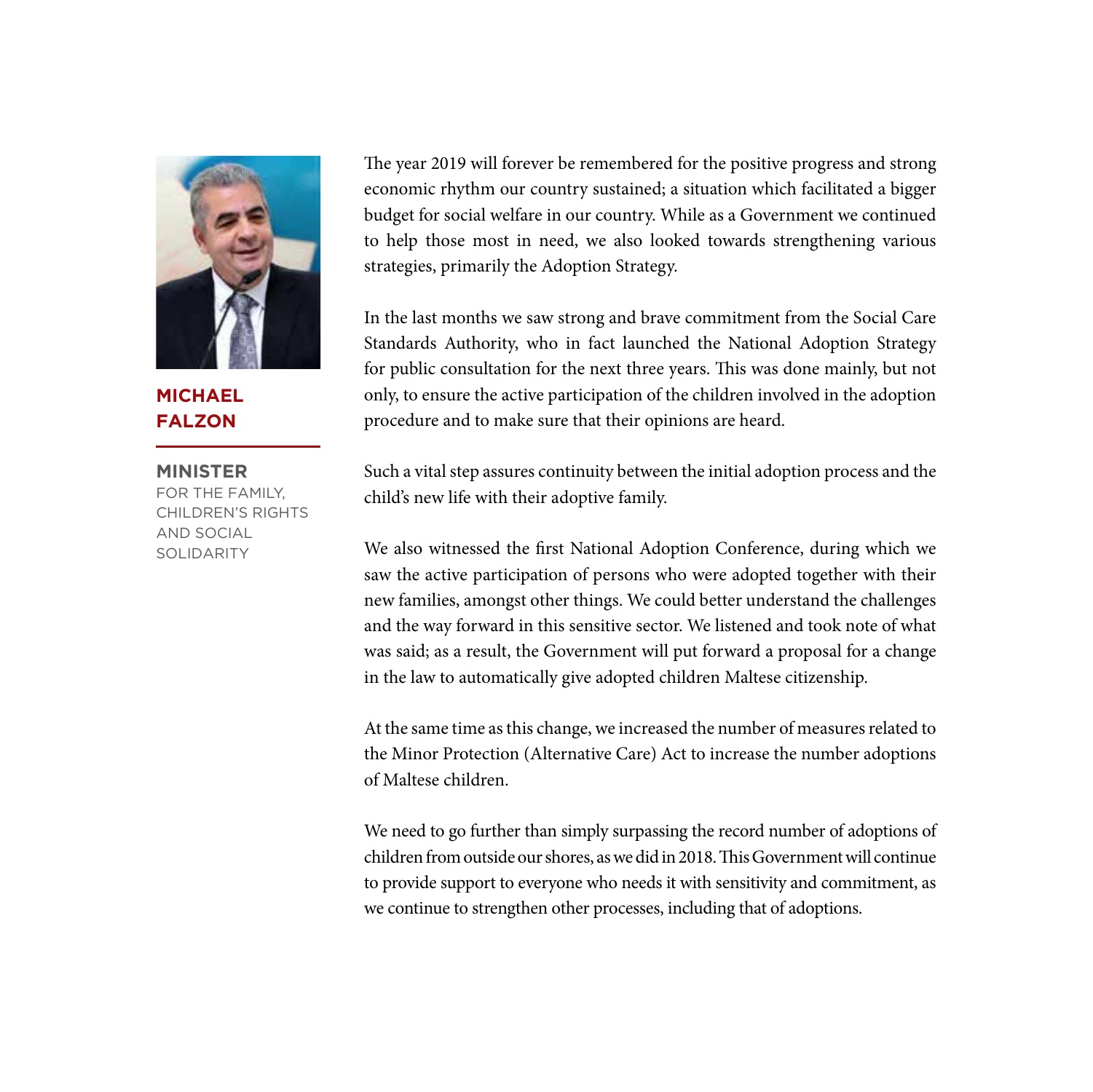**MICHAEL FALZON**

**MINISTER**
FOR THE FAMILY, CHILDREN'S RIGHTS AND SOCIAL SOLIDARITY

The year 2019 will forever be remembered for the positive progress and strong economic rhythm our country sustained; a situation which facilitated a bigger budget for social welfare in our country. While as a Government we continued to help those most in need, we also looked towards strengthening various strategies, primarily the Adoption Strategy.

In the last months we saw strong and brave commitment from the Social Care Standards Authority, who in fact launched the National Adoption Strategy for public consultation for the next three years. This was done mainly, but not only, to ensure the active participation of the children involved in the adoption procedure and to make sure that their opinions are heard.

Such a vital step assures continuity between the initial adoption process and the child's new life with their adoptive family.

We also witnessed the first National Adoption Conference, during which we saw the active participation of persons who were adopted together with their new families, amongst other things. We could better understand the challenges and the way forward in this sensitive sector. We listened and took note of what was said; as a result, the Government will put forward a proposal for a change in the law to automatically give adopted children Maltese citizenship.

At the same time as this change, we increased the number of measures related to the Minor Protection (Alternative Care) Act to increase the number adoptions of Maltese children.

We need to go further than simply surpassing the record number of adoptions of children from outside our shores, as we did in 2018. This Government will continue to provide support to everyone who needs it with sensitivity and commitment, as we continue to strengthen other processes, including that of adoptions.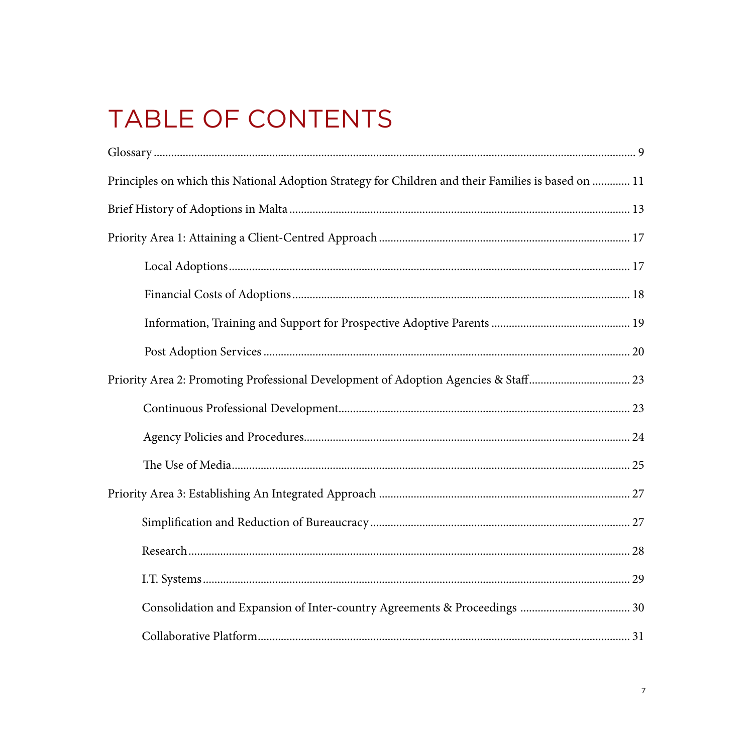# TABLE OF CONTENTS

Glossary .......... 9

Principles on which this National Adoption Strategy for Children and their Families is based on .......... 11

Brief History of Adoptions in Malta .......... 13

Priority Area 1: Attaining a Client-Centred Approach .......... 17

- Local Adoptions .......... 17
- Financial Costs of Adoptions .......... 18
- Information, Training and Support for Prospective Adoptive Parents .......... 19
- Post Adoption Services .......... 20

Priority Area 2: Promoting Professional Development of Adoption Agencies & Staff .......... 23

- Continuous Professional Development .......... 23
- Agency Policies and Procedures .......... 24
- The Use of Media .......... 25

Priority Area 3: Establishing An Integrated Approach .......... 27

- Simplification and Reduction of Bureaucracy .......... 27
- Research .......... 28
- I.T. Systems .......... 29
- Consolidation and Expansion of Inter-country Agreements & Proceedings .......... 30
- Collaborative Platform .......... 31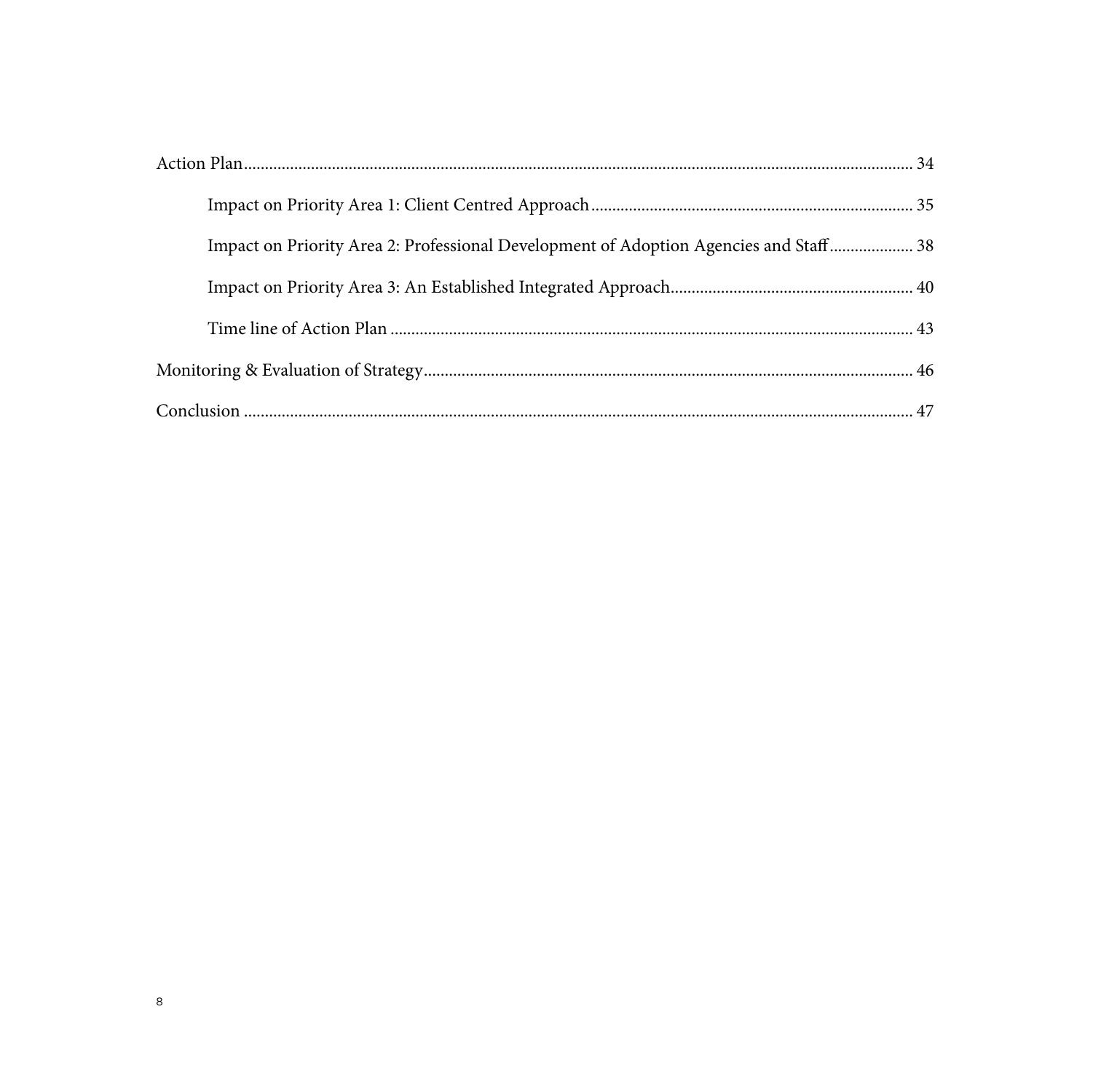Action Plan ........................................................................................................................................ 34

- Impact on Priority Area 1: Client Centred Approach ............................................................................ 35
- Impact on Priority Area 2: Professional Development of Adoption Agencies and Staff .................... 38
- Impact on Priority Area 3: An Established Integrated Approach ......................................................... 40
- Time line of Action Plan ........................................................................................................................ 43

Monitoring & Evaluation of Strategy ..................................................................................................... 46

Conclusion .............................................................................................................................................. 47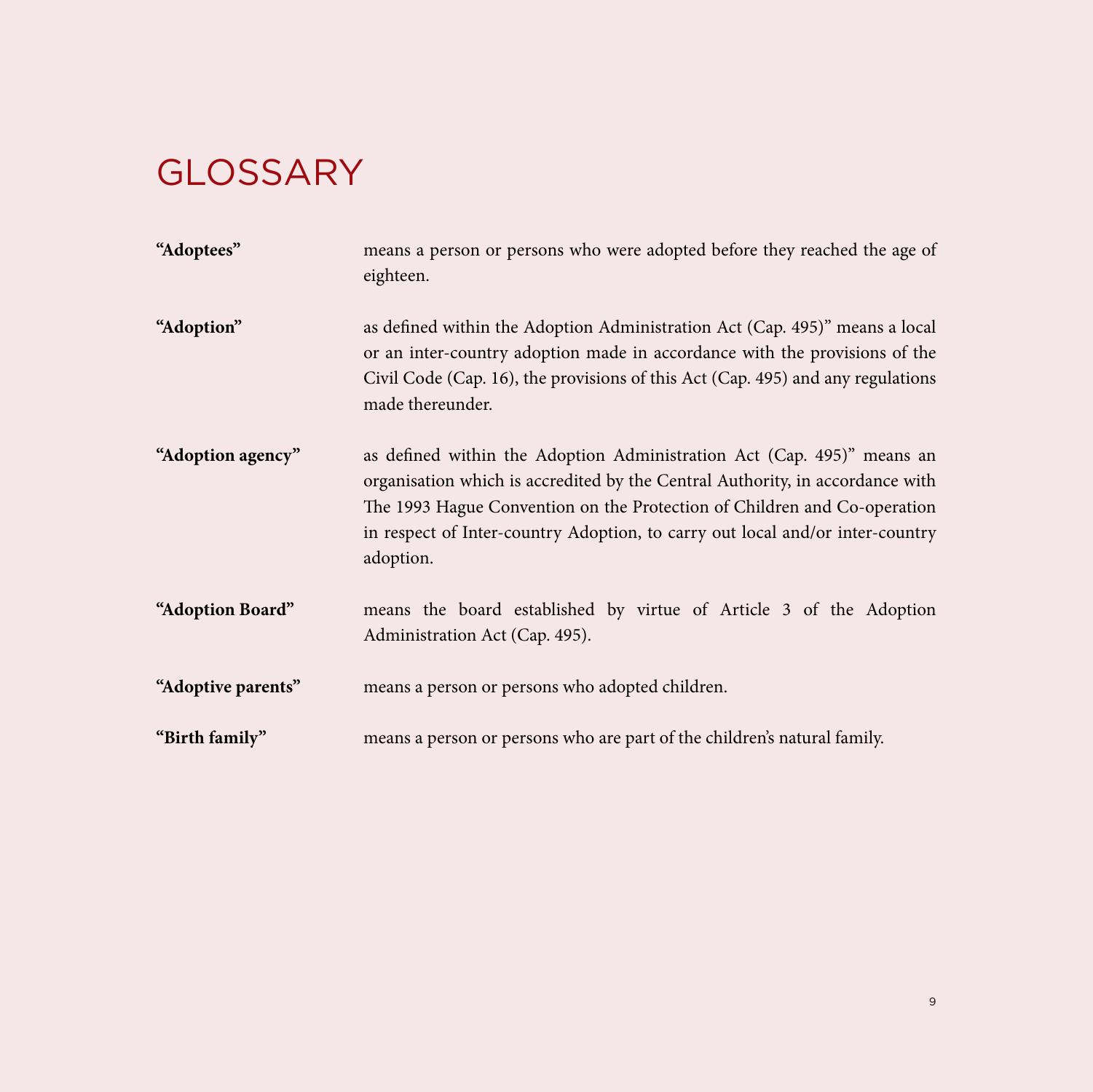# GLOSSARY

**"Adoptees"** means a person or persons who were adopted before they reached the age of eighteen.

**"Adoption"** as defined within the Adoption Administration Act (Cap. 495)" means a local or an inter-country adoption made in accordance with the provisions of the Civil Code (Cap. 16), the provisions of this Act (Cap. 495) and any regulations made thereunder.

**"Adoption agency"** as defined within the Adoption Administration Act (Cap. 495)" means an organisation which is accredited by the Central Authority, in accordance with The 1993 Hague Convention on the Protection of Children and Co-operation in respect of Inter-country Adoption, to carry out local and/or inter-country adoption.

**"Adoption Board"** means the board established by virtue of Article 3 of the Adoption Administration Act (Cap. 495).

**"Adoptive parents"** means a person or persons who adopted children.

**"Birth family"** means a person or persons who are part of the children's natural family.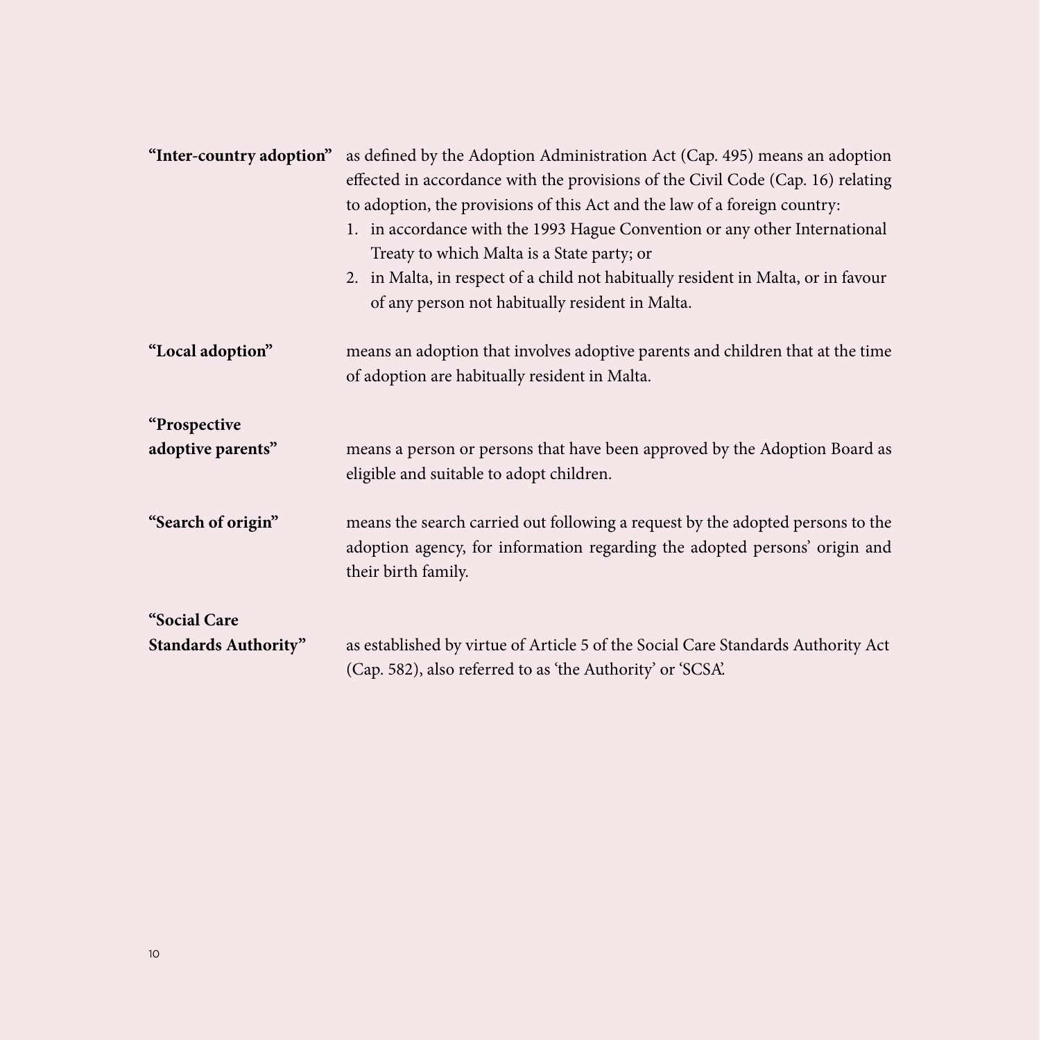**"Inter-country adoption"** as defined by the Adoption Administration Act (Cap. 495) means an adoption effected in accordance with the provisions of the Civil Code (Cap. 16) relating to adoption, the provisions of this Act and the law of a foreign country:

1. in accordance with the 1993 Hague Convention or any other International Treaty to which Malta is a State party; or
2. in Malta, in respect of a child not habitually resident in Malta, or in favour of any person not habitually resident in Malta.

**"Local adoption"** means an adoption that involves adoptive parents and children that at the time of adoption are habitually resident in Malta.

**"Prospective adoptive parents"** means a person or persons that have been approved by the Adoption Board as eligible and suitable to adopt children.

**"Search of origin"** means the search carried out following a request by the adopted persons to the adoption agency, for information regarding the adopted persons' origin and their birth family.

**"Social Care Standards Authority"** as established by virtue of Article 5 of the Social Care Standards Authority Act (Cap. 582), also referred to as 'the Authority' or 'SCSA'.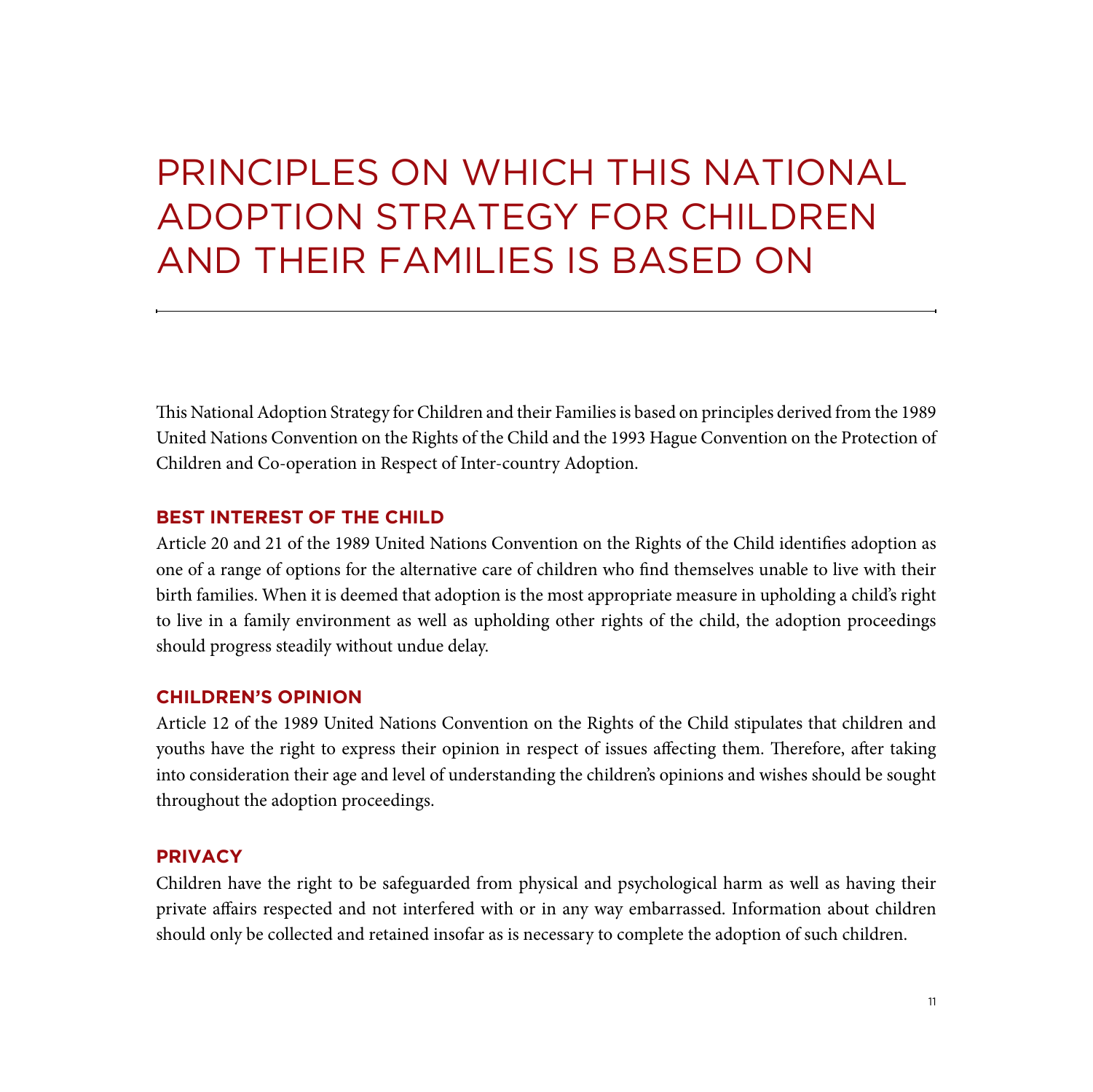# PRINCIPLES ON WHICH THIS NATIONAL ADOPTION STRATEGY FOR CHILDREN AND THEIR FAMILIES IS BASED ON

This National Adoption Strategy for Children and their Families is based on principles derived from the 1989 United Nations Convention on the Rights of the Child and the 1993 Hague Convention on the Protection of Children and Co-operation in Respect of Inter-country Adoption.

## BEST INTEREST OF THE CHILD

Article 20 and 21 of the 1989 United Nations Convention on the Rights of the Child identifies adoption as one of a range of options for the alternative care of children who find themselves unable to live with their birth families. When it is deemed that adoption is the most appropriate measure in upholding a child's right to live in a family environment as well as upholding other rights of the child, the adoption proceedings should progress steadily without undue delay.

## CHILDREN'S OPINION

Article 12 of the 1989 United Nations Convention on the Rights of the Child stipulates that children and youths have the right to express their opinion in respect of issues affecting them. Therefore, after taking into consideration their age and level of understanding the children's opinions and wishes should be sought throughout the adoption proceedings.

## PRIVACY

Children have the right to be safeguarded from physical and psychological harm as well as having their private affairs respected and not interfered with or in any way embarrassed. Information about children should only be collected and retained insofar as is necessary to complete the adoption of such children.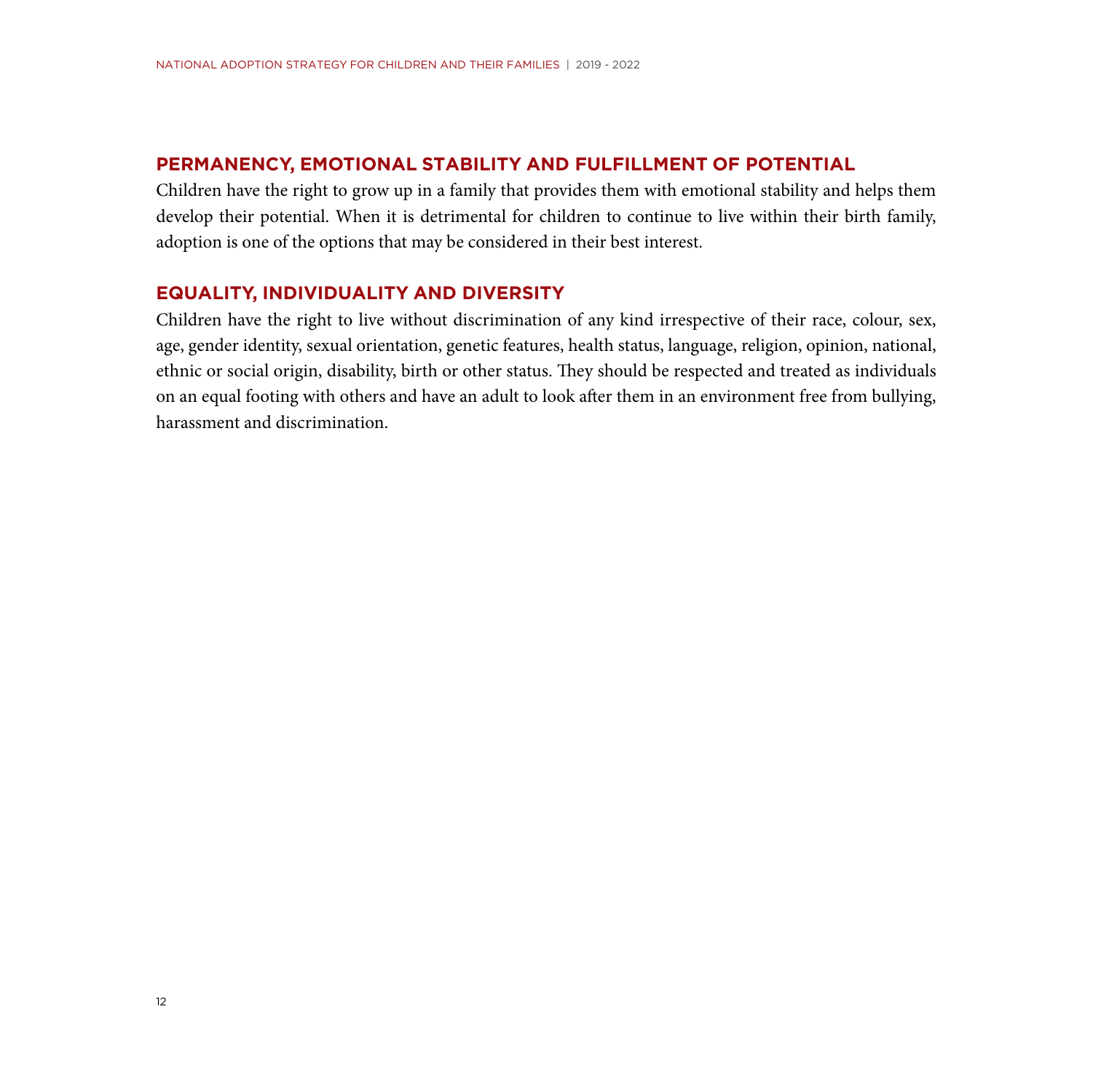## PERMANENCY, EMOTIONAL STABILITY AND FULFILLMENT OF POTENTIAL

Children have the right to grow up in a family that provides them with emotional stability and helps them develop their potential. When it is detrimental for children to continue to live within their birth family, adoption is one of the options that may be considered in their best interest.

## EQUALITY, INDIVIDUALITY AND DIVERSITY

Children have the right to live without discrimination of any kind irrespective of their race, colour, sex, age, gender identity, sexual orientation, genetic features, health status, language, religion, opinion, national, ethnic or social origin, disability, birth or other status. They should be respected and treated as individuals on an equal footing with others and have an adult to look after them in an environment free from bullying, harassment and discrimination.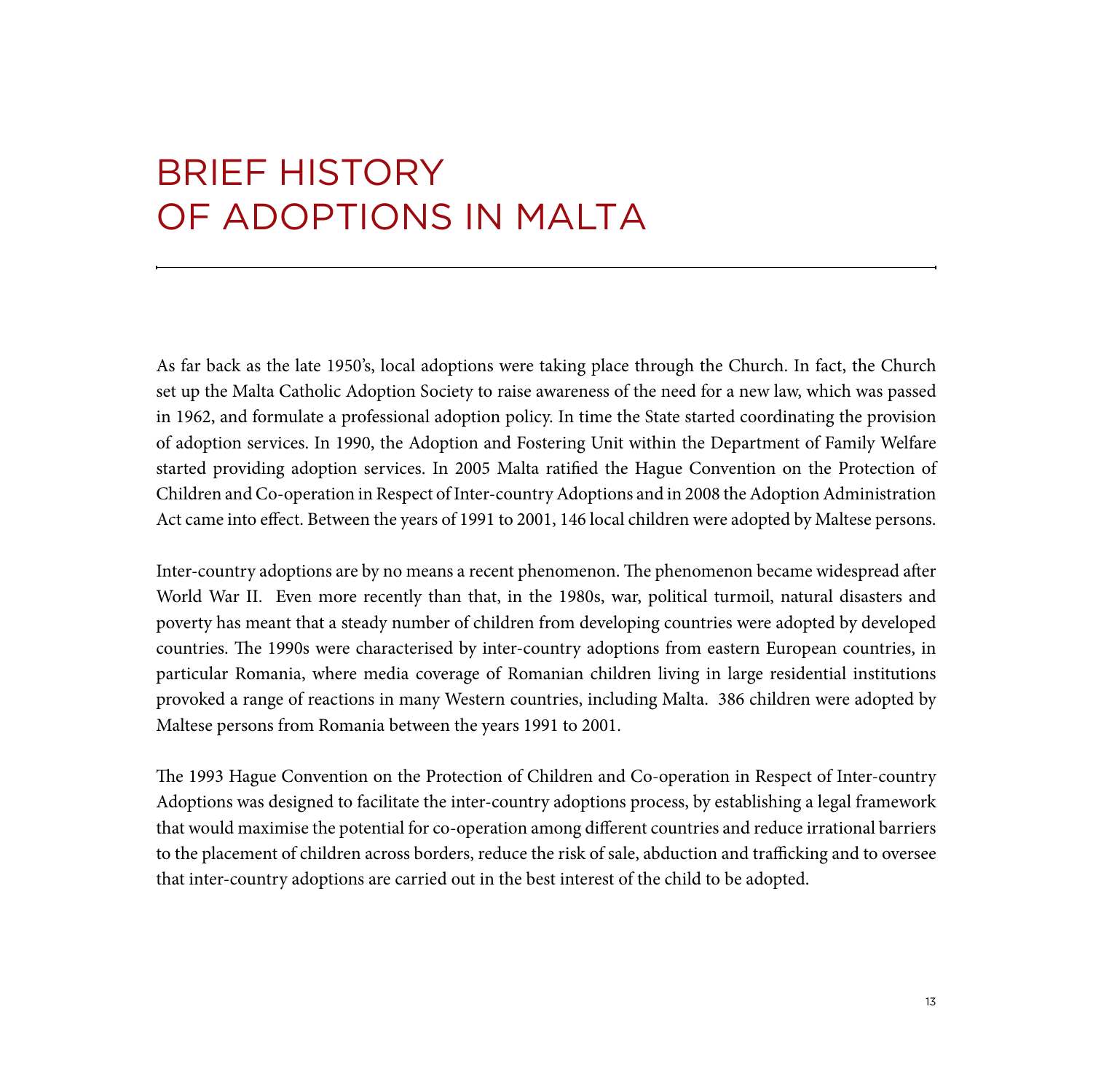# BRIEF HISTORY OF ADOPTIONS IN MALTA

As far back as the late 1950's, local adoptions were taking place through the Church. In fact, the Church set up the Malta Catholic Adoption Society to raise awareness of the need for a new law, which was passed in 1962, and formulate a professional adoption policy. In time the State started coordinating the provision of adoption services. In 1990, the Adoption and Fostering Unit within the Department of Family Welfare started providing adoption services. In 2005 Malta ratified the Hague Convention on the Protection of Children and Co-operation in Respect of Inter-country Adoptions and in 2008 the Adoption Administration Act came into effect. Between the years of 1991 to 2001, 146 local children were adopted by Maltese persons.

Inter-country adoptions are by no means a recent phenomenon. The phenomenon became widespread after World War II. Even more recently than that, in the 1980s, war, political turmoil, natural disasters and poverty has meant that a steady number of children from developing countries were adopted by developed countries. The 1990s were characterised by inter-country adoptions from eastern European countries, in particular Romania, where media coverage of Romanian children living in large residential institutions provoked a range of reactions in many Western countries, including Malta. 386 children were adopted by Maltese persons from Romania between the years 1991 to 2001.

The 1993 Hague Convention on the Protection of Children and Co-operation in Respect of Inter-country Adoptions was designed to facilitate the inter-country adoptions process, by establishing a legal framework that would maximise the potential for co-operation among different countries and reduce irrational barriers to the placement of children across borders, reduce the risk of sale, abduction and trafficking and to oversee that inter-country adoptions are carried out in the best interest of the child to be adopted.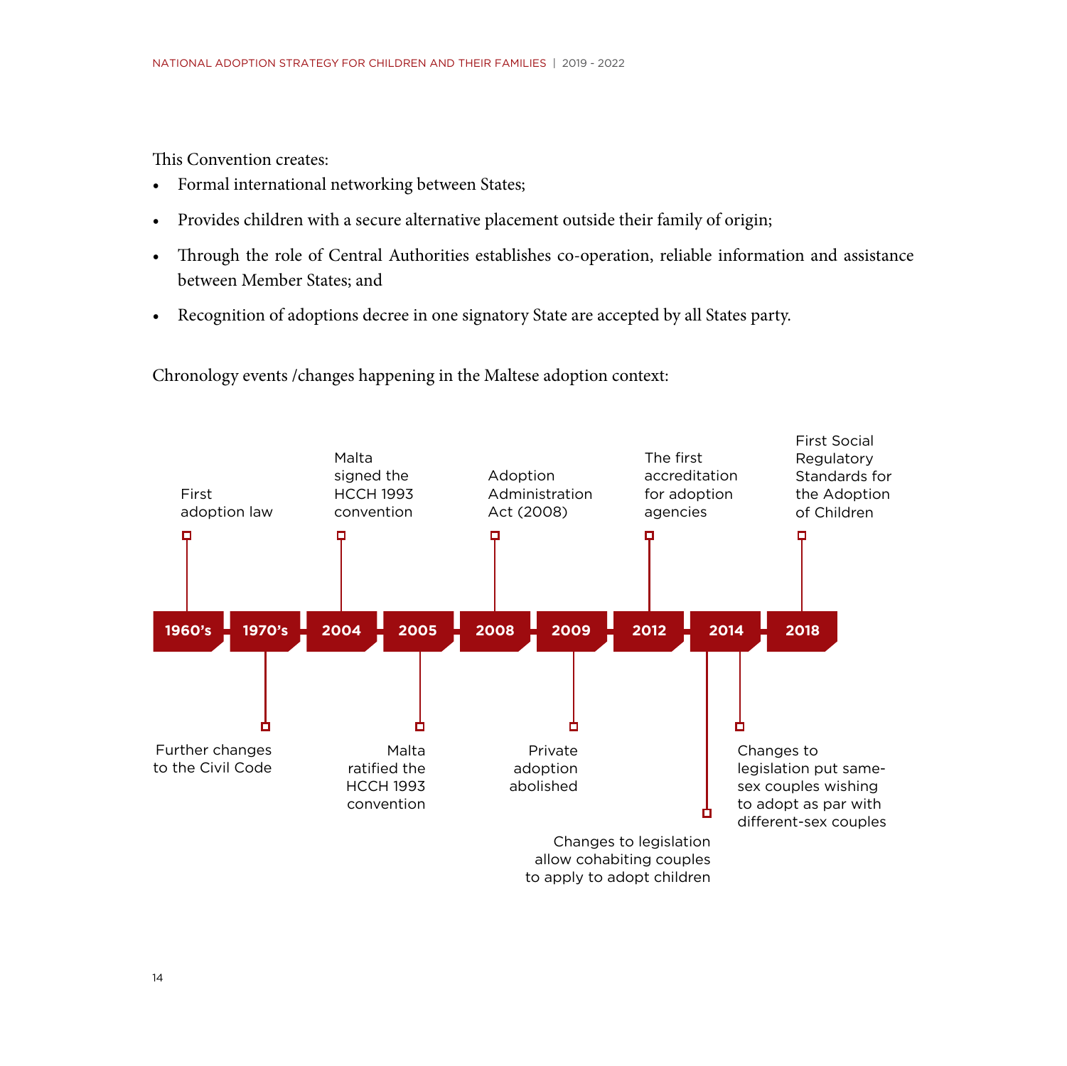This Convention creates:

- Formal international networking between States;
- Provides children with a secure alternative placement outside their family of origin;
- Through the role of Central Authorities establishes co-operation, reliable information and assistance between Member States; and
- Recognition of adoptions decree in one signatory State are accepted by all States party.

Chronology events /changes happening in the Maltese adoption context:

- **1960's** – First adoption law
- **1970's** – Further changes to the Civil Code
- **2004** – Malta signed the HCCH 1993 convention
- **2005** – Malta ratified the HCCH 1993 convention
- **2008** – Adoption Administration Act (2008)
- **2009** – Private adoption abolished
- **2012** – The first accreditation for adoption agencies
- **2014** – Changes to legislation allow cohabiting couples to apply to adopt children
- **2014** – Changes to legislation put same-sex couples wishing to adopt as par with different-sex couples
- **2018** – First Social Regulatory Standards for the Adoption of Children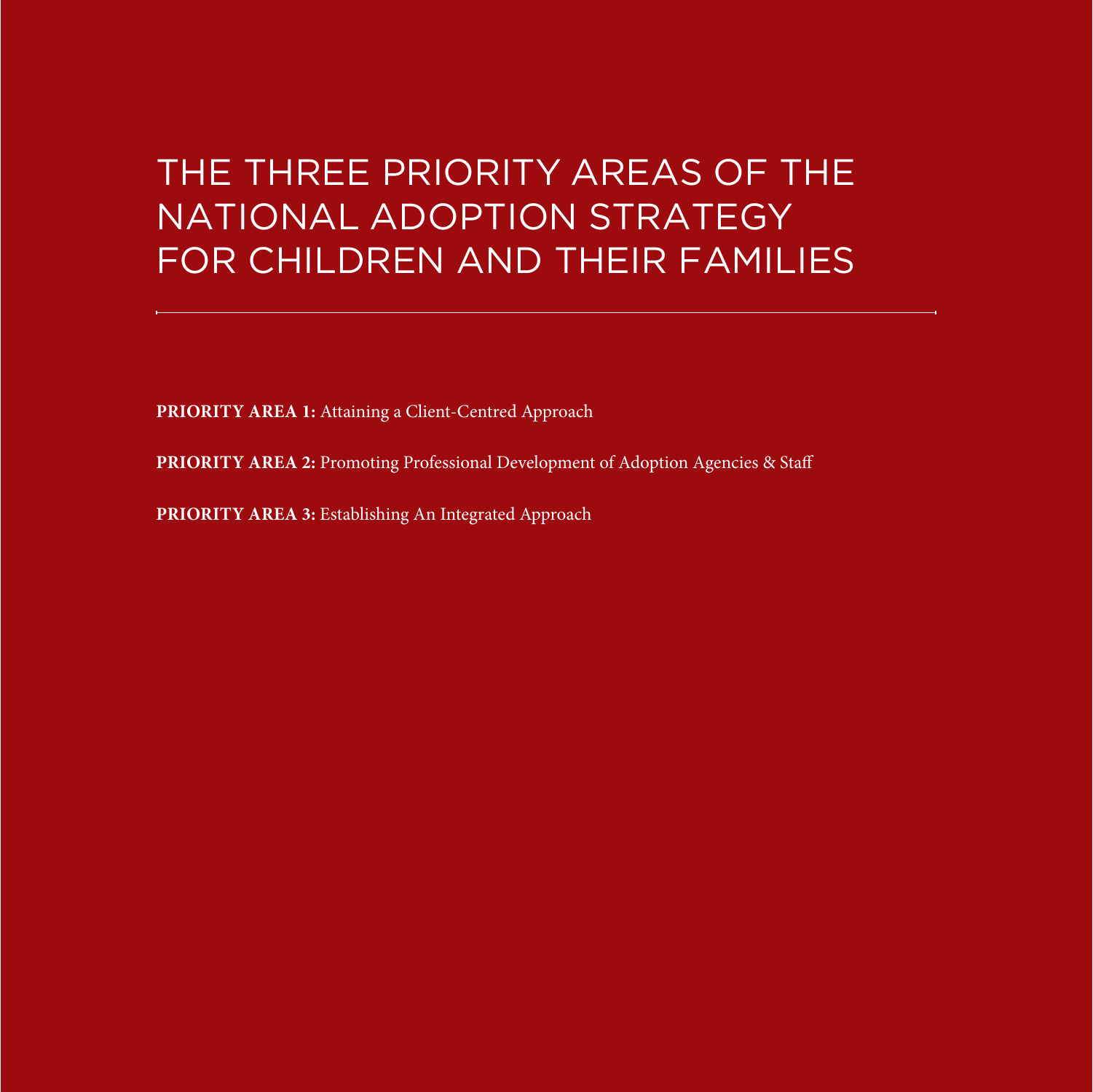# THE THREE PRIORITY AREAS OF THE NATIONAL ADOPTION STRATEGY FOR CHILDREN AND THEIR FAMILIES

---

**PRIORITY AREA 1:** Attaining a Client-Centred Approach

**PRIORITY AREA 2:** Promoting Professional Development of Adoption Agencies & Staff

**PRIORITY AREA 3:** Establishing An Integrated Approach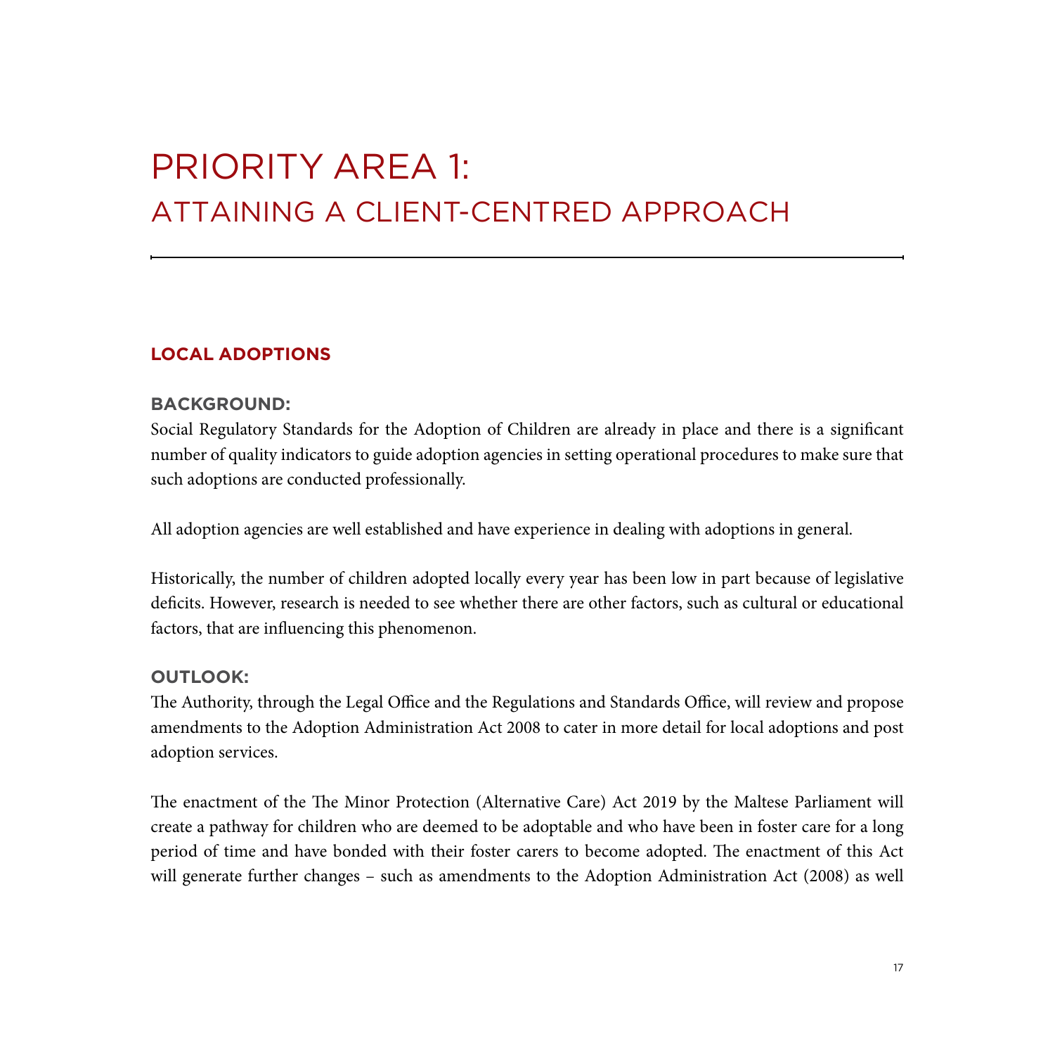# PRIORITY AREA 1:
# ATTAINING A CLIENT-CENTRED APPROACH

## LOCAL ADOPTIONS

### BACKGROUND:

Social Regulatory Standards for the Adoption of Children are already in place and there is a significant number of quality indicators to guide adoption agencies in setting operational procedures to make sure that such adoptions are conducted professionally.

All adoption agencies are well established and have experience in dealing with adoptions in general.

Historically, the number of children adopted locally every year has been low in part because of legislative deficits. However, research is needed to see whether there are other factors, such as cultural or educational factors, that are influencing this phenomenon.

### OUTLOOK:

The Authority, through the Legal Office and the Regulations and Standards Office, will review and propose amendments to the Adoption Administration Act 2008 to cater in more detail for local adoptions and post adoption services.

The enactment of the The Minor Protection (Alternative Care) Act 2019 by the Maltese Parliament will create a pathway for children who are deemed to be adoptable and who have been in foster care for a long period of time and have bonded with their foster carers to become adopted. The enactment of this Act will generate further changes – such as amendments to the Adoption Administration Act (2008) as well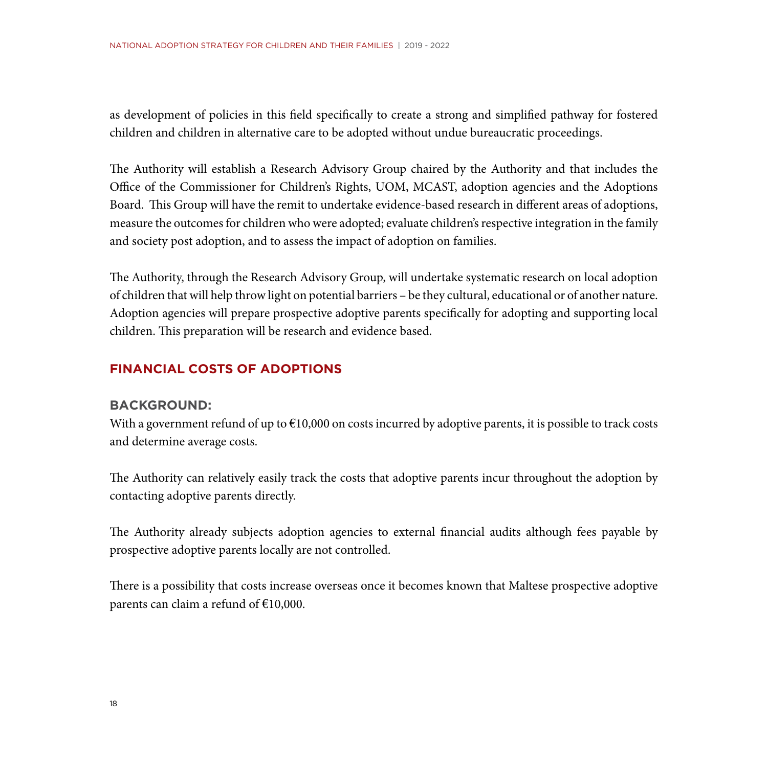as development of policies in this field specifically to create a strong and simplified pathway for fostered children and children in alternative care to be adopted without undue bureaucratic proceedings.

The Authority will establish a Research Advisory Group chaired by the Authority and that includes the Office of the Commissioner for Children's Rights, UOM, MCAST, adoption agencies and the Adoptions Board. This Group will have the remit to undertake evidence-based research in different areas of adoptions, measure the outcomes for children who were adopted; evaluate children's respective integration in the family and society post adoption, and to assess the impact of adoption on families.

The Authority, through the Research Advisory Group, will undertake systematic research on local adoption of children that will help throw light on potential barriers – be they cultural, educational or of another nature. Adoption agencies will prepare prospective adoptive parents specifically for adopting and supporting local children. This preparation will be research and evidence based.

## FINANCIAL COSTS OF ADOPTIONS

### BACKGROUND:

With a government refund of up to €10,000 on costs incurred by adoptive parents, it is possible to track costs and determine average costs.

The Authority can relatively easily track the costs that adoptive parents incur throughout the adoption by contacting adoptive parents directly.

The Authority already subjects adoption agencies to external financial audits although fees payable by prospective adoptive parents locally are not controlled.

There is a possibility that costs increase overseas once it becomes known that Maltese prospective adoptive parents can claim a refund of €10,000.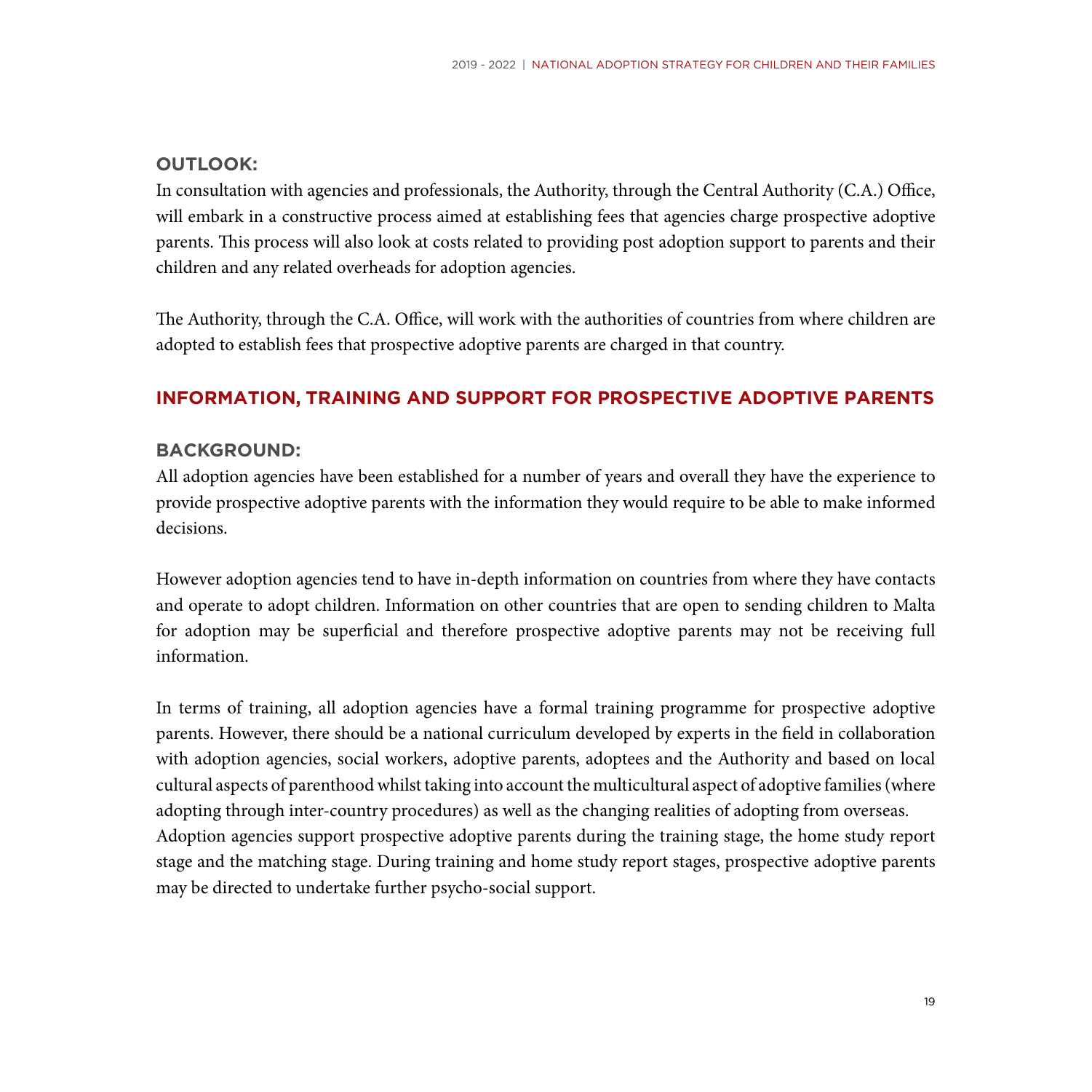### OUTLOOK:

In consultation with agencies and professionals, the Authority, through the Central Authority (C.A.) Office, will embark in a constructive process aimed at establishing fees that agencies charge prospective adoptive parents. This process will also look at costs related to providing post adoption support to parents and their children and any related overheads for adoption agencies.

The Authority, through the C.A. Office, will work with the authorities of countries from where children are adopted to establish fees that prospective adoptive parents are charged in that country.

## INFORMATION, TRAINING AND SUPPORT FOR PROSPECTIVE ADOPTIVE PARENTS

### BACKGROUND:

All adoption agencies have been established for a number of years and overall they have the experience to provide prospective adoptive parents with the information they would require to be able to make informed decisions.

However adoption agencies tend to have in-depth information on countries from where they have contacts and operate to adopt children. Information on other countries that are open to sending children to Malta for adoption may be superficial and therefore prospective adoptive parents may not be receiving full information.

In terms of training, all adoption agencies have a formal training programme for prospective adoptive parents. However, there should be a national curriculum developed by experts in the field in collaboration with adoption agencies, social workers, adoptive parents, adoptees and the Authority and based on local cultural aspects of parenthood whilst taking into account the multicultural aspect of adoptive families (where adopting through inter-country procedures) as well as the changing realities of adopting from overseas.
Adoption agencies support prospective adoptive parents during the training stage, the home study report stage and the matching stage. During training and home study report stages, prospective adoptive parents may be directed to undertake further psycho-social support.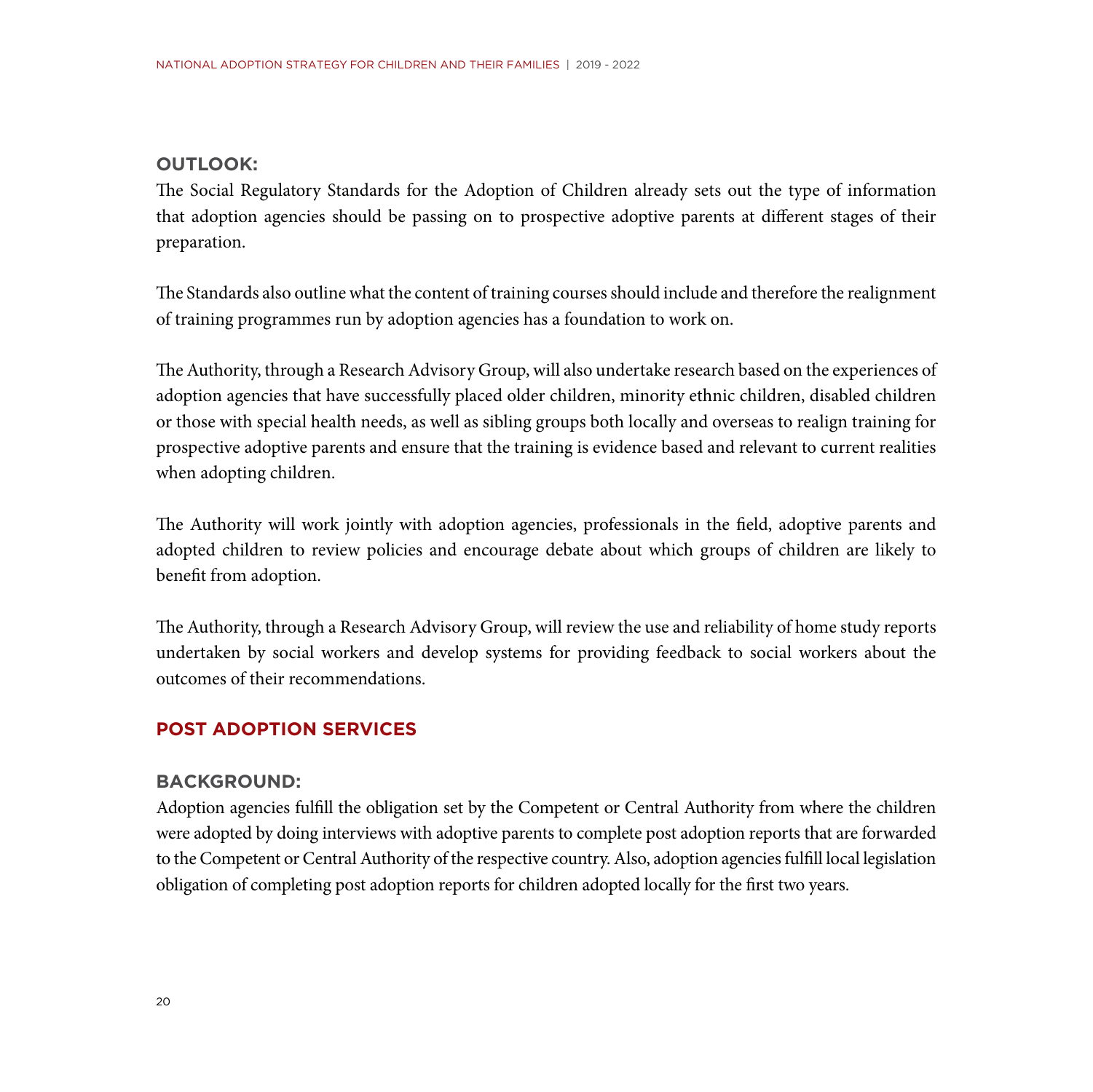### OUTLOOK:

The Social Regulatory Standards for the Adoption of Children already sets out the type of information that adoption agencies should be passing on to prospective adoptive parents at different stages of their preparation.

The Standards also outline what the content of training courses should include and therefore the realignment of training programmes run by adoption agencies has a foundation to work on.

The Authority, through a Research Advisory Group, will also undertake research based on the experiences of adoption agencies that have successfully placed older children, minority ethnic children, disabled children or those with special health needs, as well as sibling groups both locally and overseas to realign training for prospective adoptive parents and ensure that the training is evidence based and relevant to current realities when adopting children.

The Authority will work jointly with adoption agencies, professionals in the field, adoptive parents and adopted children to review policies and encourage debate about which groups of children are likely to benefit from adoption.

The Authority, through a Research Advisory Group, will review the use and reliability of home study reports undertaken by social workers and develop systems for providing feedback to social workers about the outcomes of their recommendations.

## POST ADOPTION SERVICES

### BACKGROUND:

Adoption agencies fulfill the obligation set by the Competent or Central Authority from where the children were adopted by doing interviews with adoptive parents to complete post adoption reports that are forwarded to the Competent or Central Authority of the respective country. Also, adoption agencies fulfill local legislation obligation of completing post adoption reports for children adopted locally for the first two years.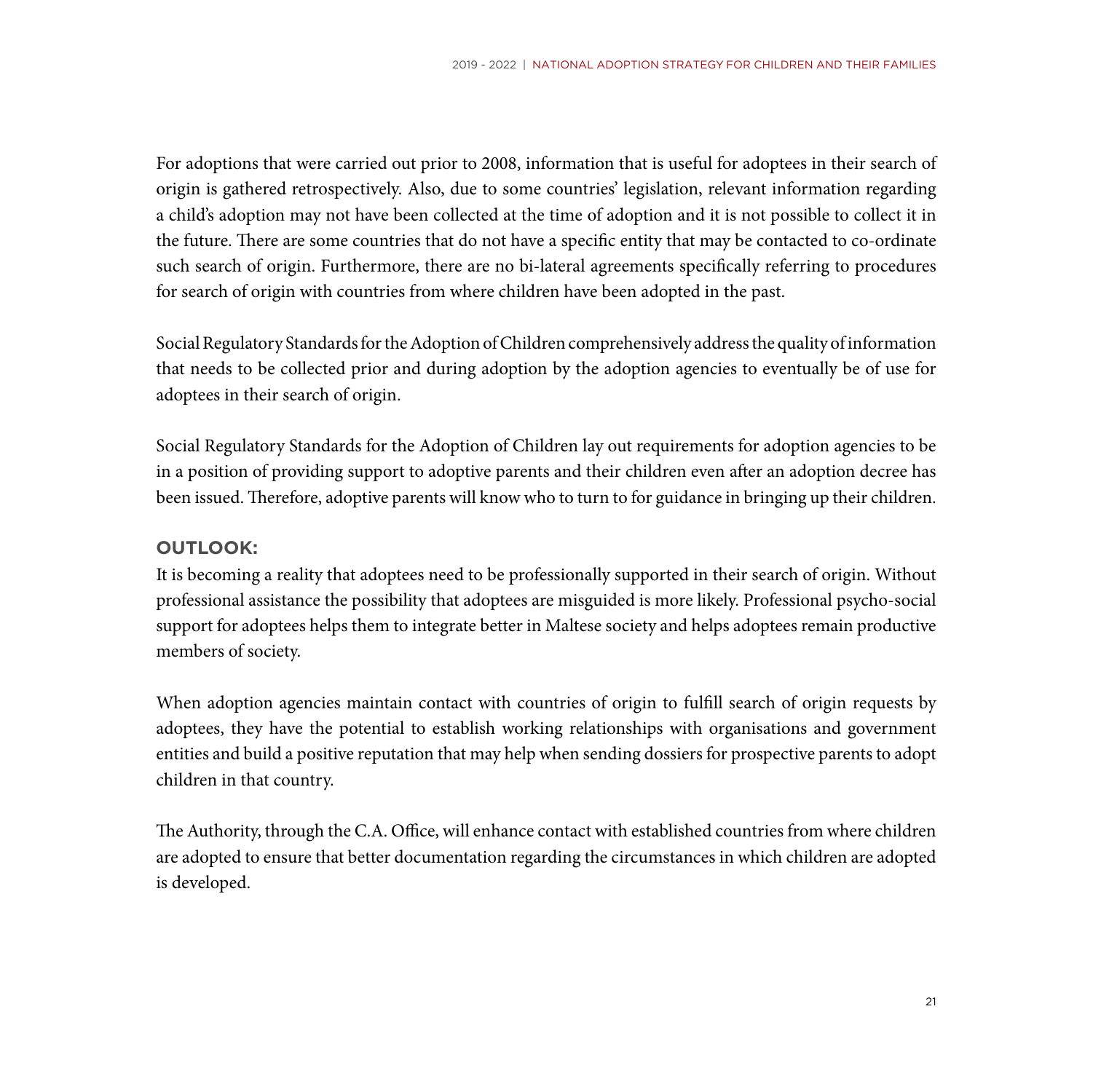For adoptions that were carried out prior to 2008, information that is useful for adoptees in their search of origin is gathered retrospectively. Also, due to some countries' legislation, relevant information regarding a child's adoption may not have been collected at the time of adoption and it is not possible to collect it in the future. There are some countries that do not have a specific entity that may be contacted to co-ordinate such search of origin. Furthermore, there are no bi-lateral agreements specifically referring to procedures for search of origin with countries from where children have been adopted in the past.

Social Regulatory Standards for the Adoption of Children comprehensively address the quality of information that needs to be collected prior and during adoption by the adoption agencies to eventually be of use for adoptees in their search of origin.

Social Regulatory Standards for the Adoption of Children lay out requirements for adoption agencies to be in a position of providing support to adoptive parents and their children even after an adoption decree has been issued. Therefore, adoptive parents will know who to turn to for guidance in bringing up their children.

**OUTLOOK:**

It is becoming a reality that adoptees need to be professionally supported in their search of origin. Without professional assistance the possibility that adoptees are misguided is more likely. Professional psycho-social support for adoptees helps them to integrate better in Maltese society and helps adoptees remain productive members of society.

When adoption agencies maintain contact with countries of origin to fulfill search of origin requests by adoptees, they have the potential to establish working relationships with organisations and government entities and build a positive reputation that may help when sending dossiers for prospective parents to adopt children in that country.

The Authority, through the C.A. Office, will enhance contact with established countries from where children are adopted to ensure that better documentation regarding the circumstances in which children are adopted is developed.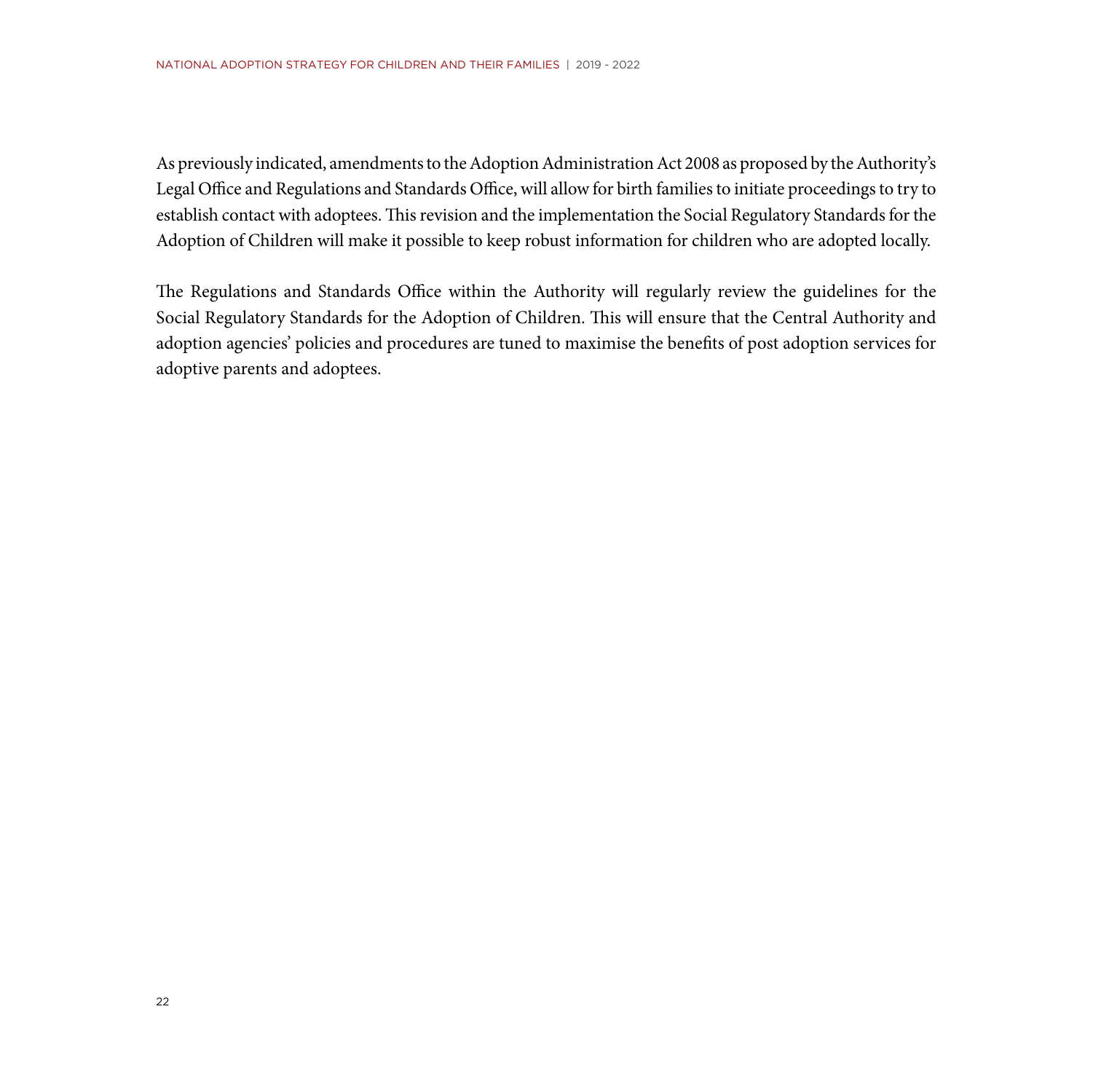As previously indicated, amendments to the Adoption Administration Act 2008 as proposed by the Authority's Legal Office and Regulations and Standards Office, will allow for birth families to initiate proceedings to try to establish contact with adoptees. This revision and the implementation the Social Regulatory Standards for the Adoption of Children will make it possible to keep robust information for children who are adopted locally.

The Regulations and Standards Office within the Authority will regularly review the guidelines for the Social Regulatory Standards for the Adoption of Children. This will ensure that the Central Authority and adoption agencies' policies and procedures are tuned to maximise the benefits of post adoption services for adoptive parents and adoptees.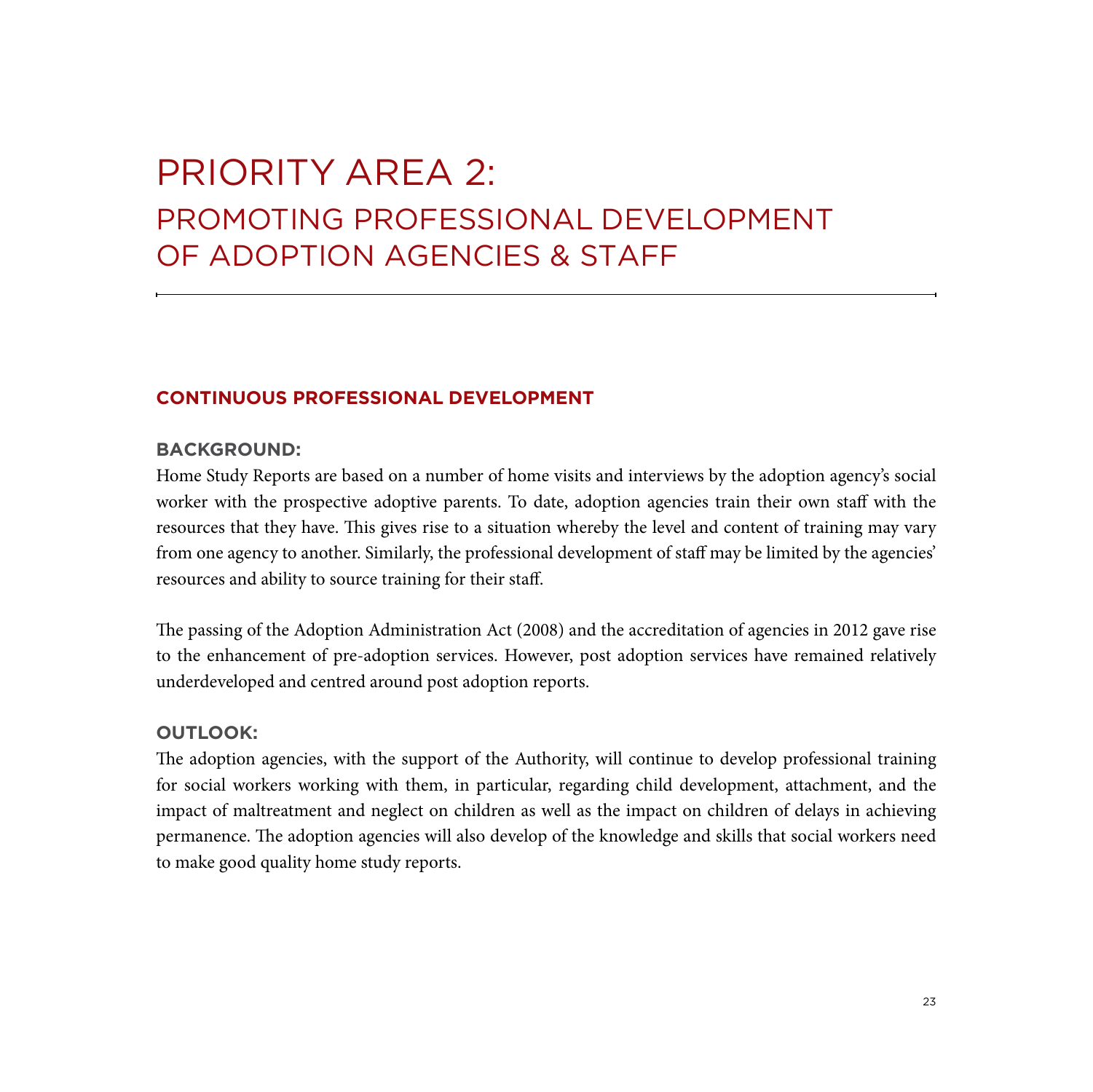# PRIORITY AREA 2:
## PROMOTING PROFESSIONAL DEVELOPMENT OF ADOPTION AGENCIES & STAFF

### CONTINUOUS PROFESSIONAL DEVELOPMENT

**BACKGROUND:**

Home Study Reports are based on a number of home visits and interviews by the adoption agency's social worker with the prospective adoptive parents. To date, adoption agencies train their own staff with the resources that they have. This gives rise to a situation whereby the level and content of training may vary from one agency to another. Similarly, the professional development of staff may be limited by the agencies' resources and ability to source training for their staff.

The passing of the Adoption Administration Act (2008) and the accreditation of agencies in 2012 gave rise to the enhancement of pre-adoption services. However, post adoption services have remained relatively underdeveloped and centred around post adoption reports.

**OUTLOOK:**

The adoption agencies, with the support of the Authority, will continue to develop professional training for social workers working with them, in particular, regarding child development, attachment, and the impact of maltreatment and neglect on children as well as the impact on children of delays in achieving permanence. The adoption agencies will also develop of the knowledge and skills that social workers need to make good quality home study reports.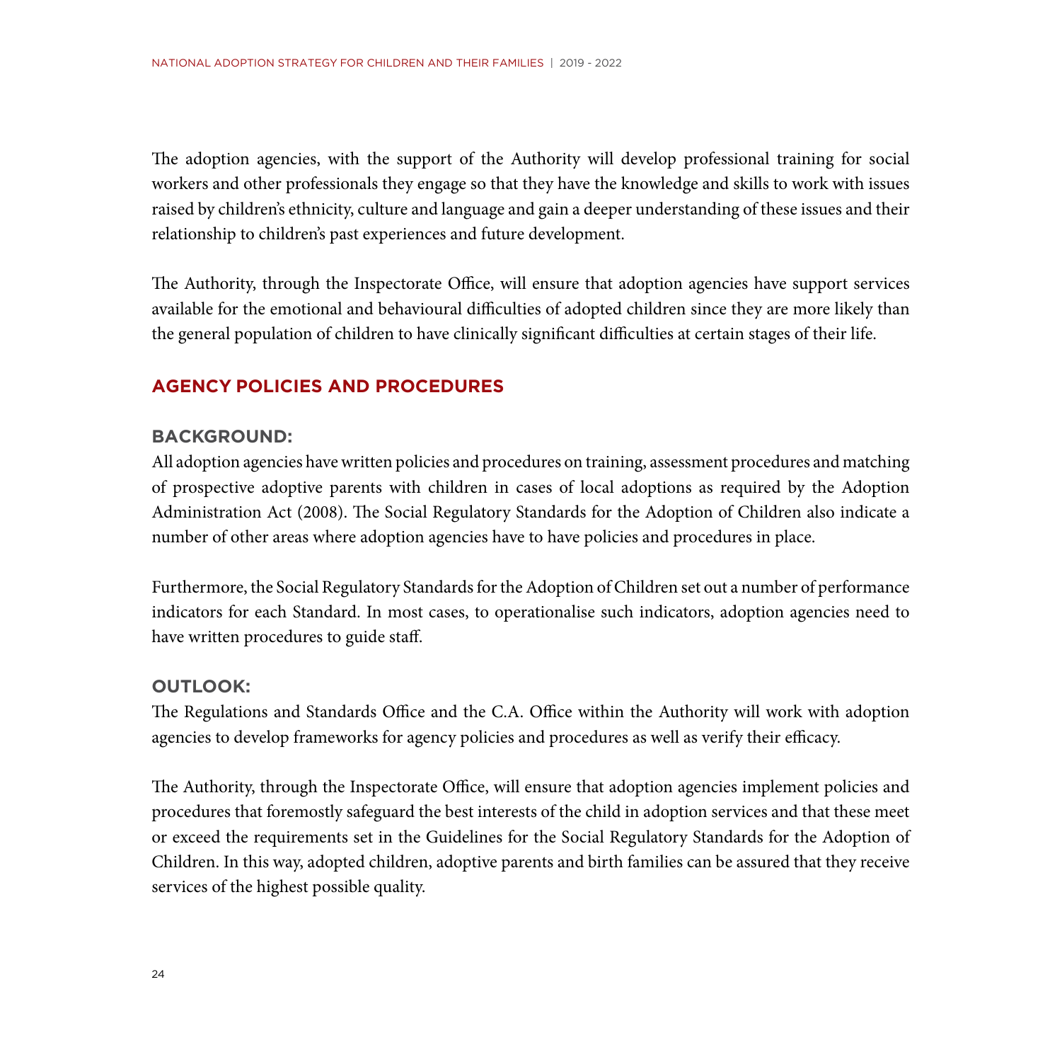The adoption agencies, with the support of the Authority will develop professional training for social workers and other professionals they engage so that they have the knowledge and skills to work with issues raised by children's ethnicity, culture and language and gain a deeper understanding of these issues and their relationship to children's past experiences and future development.

The Authority, through the Inspectorate Office, will ensure that adoption agencies have support services available for the emotional and behavioural difficulties of adopted children since they are more likely than the general population of children to have clinically significant difficulties at certain stages of their life.

## AGENCY POLICIES AND PROCEDURES

### BACKGROUND:

All adoption agencies have written policies and procedures on training, assessment procedures and matching of prospective adoptive parents with children in cases of local adoptions as required by the Adoption Administration Act (2008). The Social Regulatory Standards for the Adoption of Children also indicate a number of other areas where adoption agencies have to have policies and procedures in place.

Furthermore, the Social Regulatory Standards for the Adoption of Children set out a number of performance indicators for each Standard. In most cases, to operationalise such indicators, adoption agencies need to have written procedures to guide staff.

### OUTLOOK:

The Regulations and Standards Office and the C.A. Office within the Authority will work with adoption agencies to develop frameworks for agency policies and procedures as well as verify their efficacy.

The Authority, through the Inspectorate Office, will ensure that adoption agencies implement policies and procedures that foremostly safeguard the best interests of the child in adoption services and that these meet or exceed the requirements set in the Guidelines for the Social Regulatory Standards for the Adoption of Children. In this way, adopted children, adoptive parents and birth families can be assured that they receive services of the highest possible quality.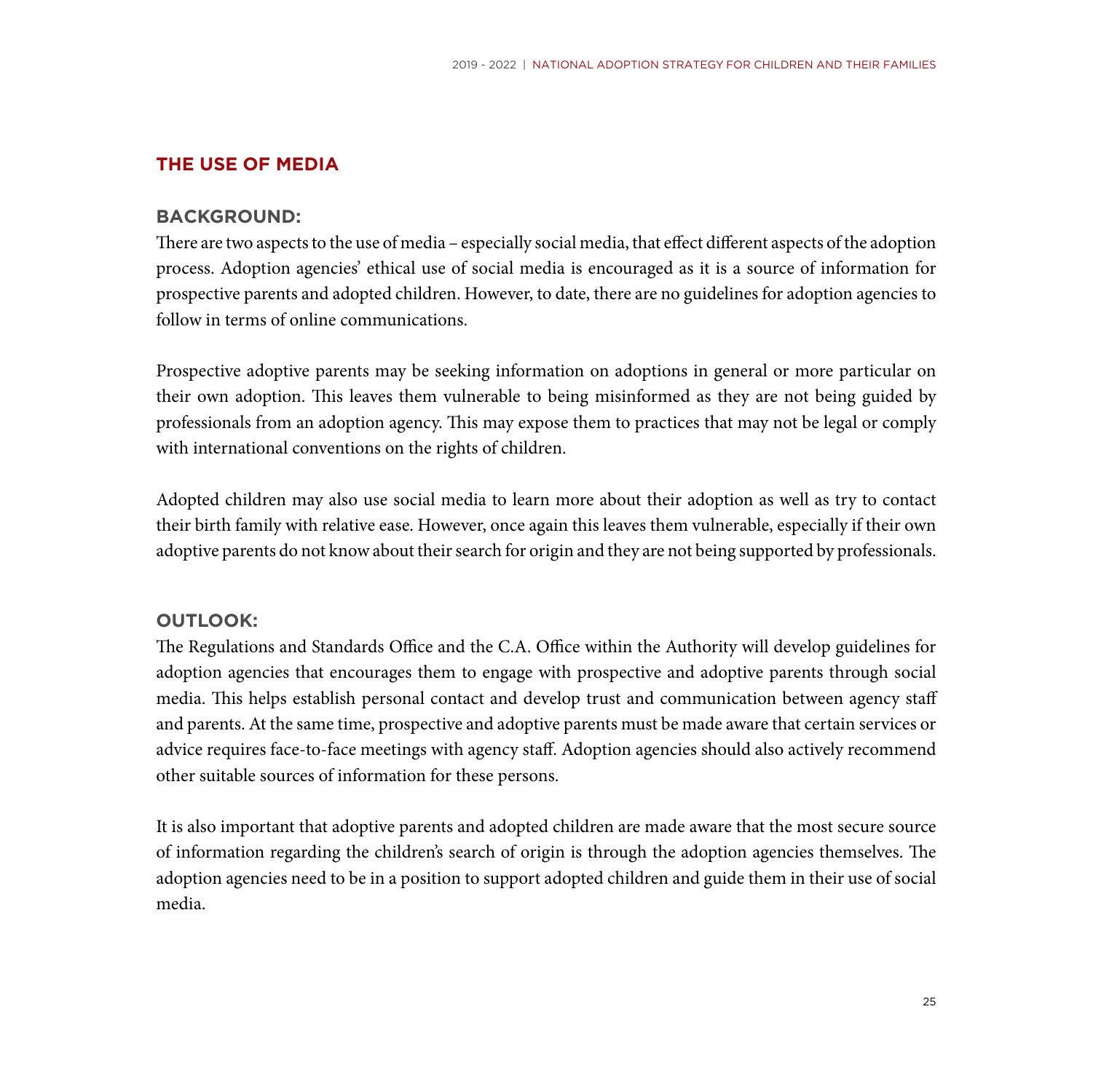## THE USE OF MEDIA

### BACKGROUND:

There are two aspects to the use of media – especially social media, that effect different aspects of the adoption process. Adoption agencies' ethical use of social media is encouraged as it is a source of information for prospective parents and adopted children. However, to date, there are no guidelines for adoption agencies to follow in terms of online communications.

Prospective adoptive parents may be seeking information on adoptions in general or more particular on their own adoption. This leaves them vulnerable to being misinformed as they are not being guided by professionals from an adoption agency. This may expose them to practices that may not be legal or comply with international conventions on the rights of children.

Adopted children may also use social media to learn more about their adoption as well as try to contact their birth family with relative ease. However, once again this leaves them vulnerable, especially if their own adoptive parents do not know about their search for origin and they are not being supported by professionals.

### OUTLOOK:

The Regulations and Standards Office and the C.A. Office within the Authority will develop guidelines for adoption agencies that encourages them to engage with prospective and adoptive parents through social media. This helps establish personal contact and develop trust and communication between agency staff and parents. At the same time, prospective and adoptive parents must be made aware that certain services or advice requires face-to-face meetings with agency staff. Adoption agencies should also actively recommend other suitable sources of information for these persons.

It is also important that adoptive parents and adopted children are made aware that the most secure source of information regarding the children's search of origin is through the adoption agencies themselves. The adoption agencies need to be in a position to support adopted children and guide them in their use of social media.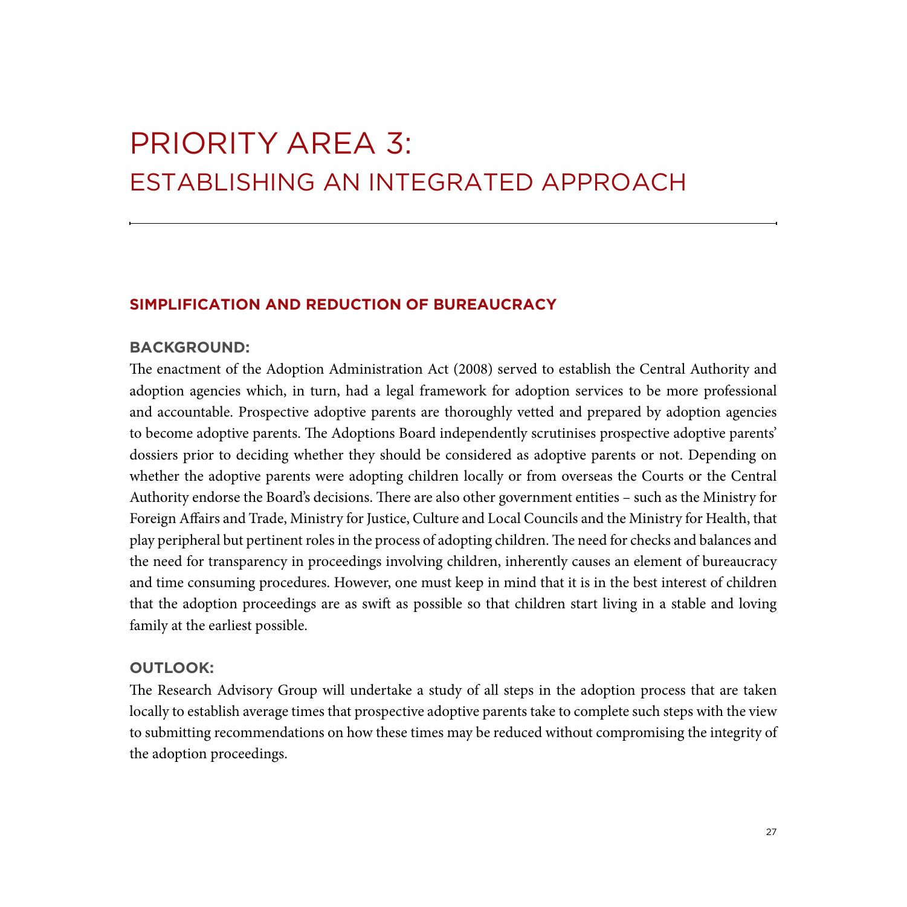# PRIORITY AREA 3:
# ESTABLISHING AN INTEGRATED APPROACH

## SIMPLIFICATION AND REDUCTION OF BUREAUCRACY

### BACKGROUND:

The enactment of the Adoption Administration Act (2008) served to establish the Central Authority and adoption agencies which, in turn, had a legal framework for adoption services to be more professional and accountable. Prospective adoptive parents are thoroughly vetted and prepared by adoption agencies to become adoptive parents. The Adoptions Board independently scrutinises prospective adoptive parents' dossiers prior to deciding whether they should be considered as adoptive parents or not. Depending on whether the adoptive parents were adopting children locally or from overseas the Courts or the Central Authority endorse the Board's decisions. There are also other government entities – such as the Ministry for Foreign Affairs and Trade, Ministry for Justice, Culture and Local Councils and the Ministry for Health, that play peripheral but pertinent roles in the process of adopting children. The need for checks and balances and the need for transparency in proceedings involving children, inherently causes an element of bureaucracy and time consuming procedures. However, one must keep in mind that it is in the best interest of children that the adoption proceedings are as swift as possible so that children start living in a stable and loving family at the earliest possible.

### OUTLOOK:

The Research Advisory Group will undertake a study of all steps in the adoption process that are taken locally to establish average times that prospective adoptive parents take to complete such steps with the view to submitting recommendations on how these times may be reduced without compromising the integrity of the adoption proceedings.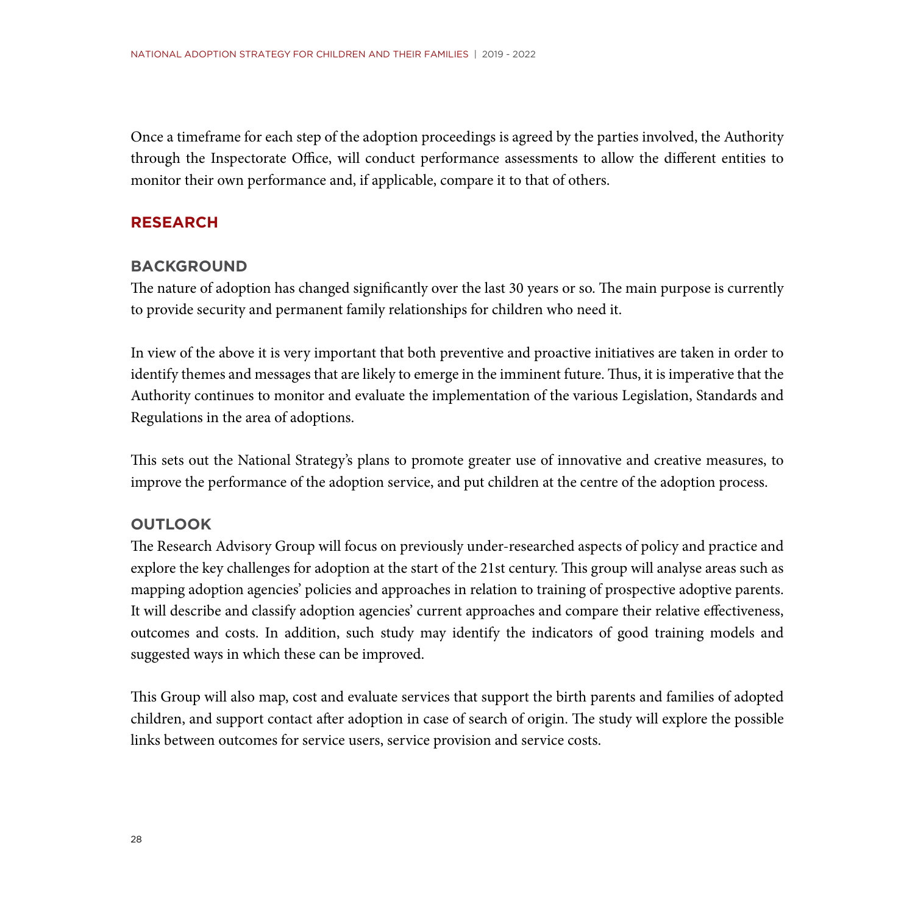Once a timeframe for each step of the adoption proceedings is agreed by the parties involved, the Authority through the Inspectorate Office, will conduct performance assessments to allow the different entities to monitor their own performance and, if applicable, compare it to that of others.

## RESEARCH

### BACKGROUND

The nature of adoption has changed significantly over the last 30 years or so. The main purpose is currently to provide security and permanent family relationships for children who need it.

In view of the above it is very important that both preventive and proactive initiatives are taken in order to identify themes and messages that are likely to emerge in the imminent future. Thus, it is imperative that the Authority continues to monitor and evaluate the implementation of the various Legislation, Standards and Regulations in the area of adoptions.

This sets out the National Strategy's plans to promote greater use of innovative and creative measures, to improve the performance of the adoption service, and put children at the centre of the adoption process.

### OUTLOOK

The Research Advisory Group will focus on previously under-researched aspects of policy and practice and explore the key challenges for adoption at the start of the 21st century. This group will analyse areas such as mapping adoption agencies' policies and approaches in relation to training of prospective adoptive parents. It will describe and classify adoption agencies' current approaches and compare their relative effectiveness, outcomes and costs. In addition, such study may identify the indicators of good training models and suggested ways in which these can be improved.

This Group will also map, cost and evaluate services that support the birth parents and families of adopted children, and support contact after adoption in case of search of origin. The study will explore the possible links between outcomes for service users, service provision and service costs.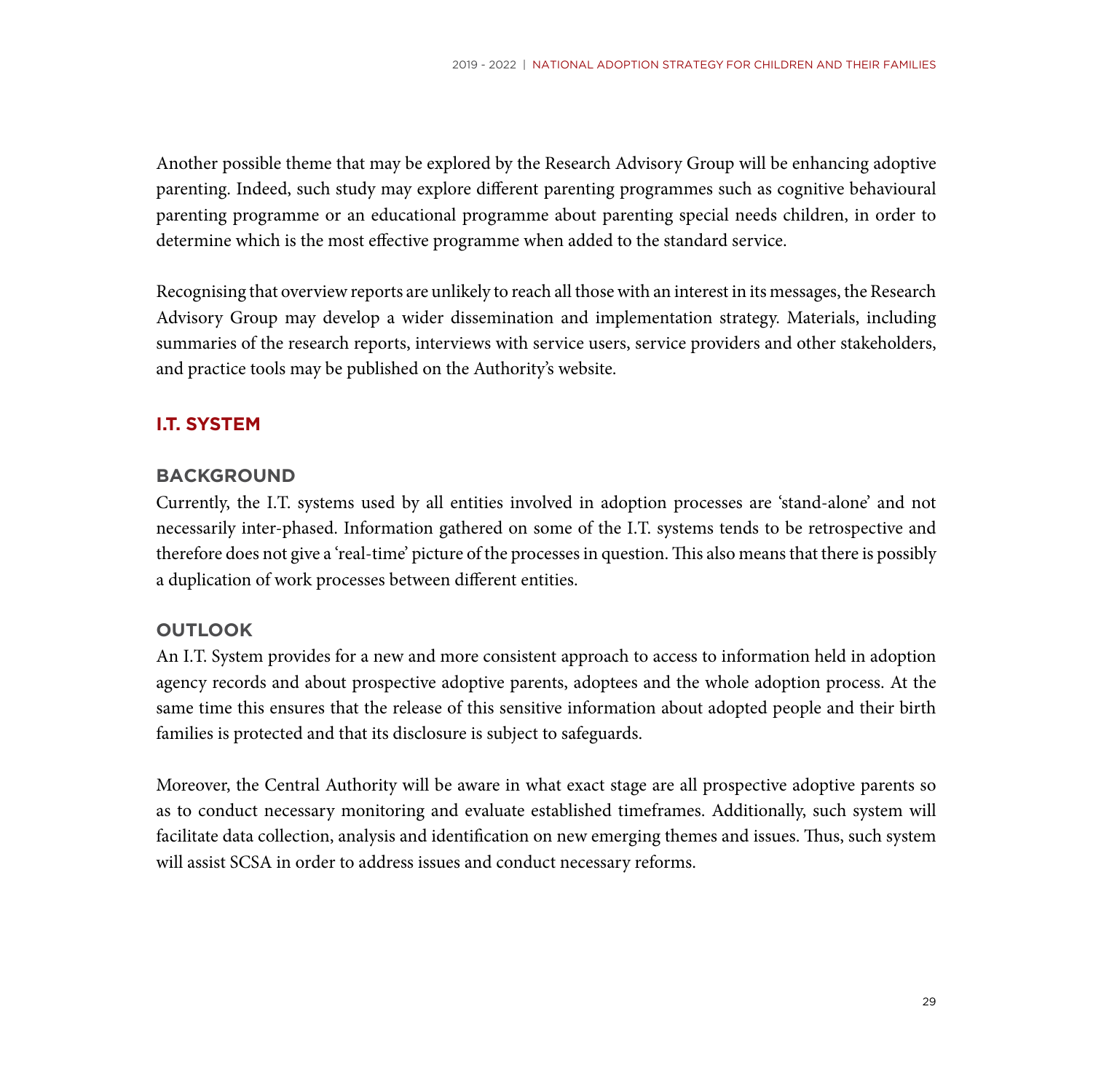Another possible theme that may be explored by the Research Advisory Group will be enhancing adoptive parenting. Indeed, such study may explore different parenting programmes such as cognitive behavioural parenting programme or an educational programme about parenting special needs children, in order to determine which is the most effective programme when added to the standard service.

Recognising that overview reports are unlikely to reach all those with an interest in its messages, the Research Advisory Group may develop a wider dissemination and implementation strategy. Materials, including summaries of the research reports, interviews with service users, service providers and other stakeholders, and practice tools may be published on the Authority's website.

## I.T. SYSTEM

### BACKGROUND

Currently, the I.T. systems used by all entities involved in adoption processes are 'stand-alone' and not necessarily inter-phased. Information gathered on some of the I.T. systems tends to be retrospective and therefore does not give a 'real-time' picture of the processes in question. This also means that there is possibly a duplication of work processes between different entities.

### OUTLOOK

An I.T. System provides for a new and more consistent approach to access to information held in adoption agency records and about prospective adoptive parents, adoptees and the whole adoption process. At the same time this ensures that the release of this sensitive information about adopted people and their birth families is protected and that its disclosure is subject to safeguards.

Moreover, the Central Authority will be aware in what exact stage are all prospective adoptive parents so as to conduct necessary monitoring and evaluate established timeframes. Additionally, such system will facilitate data collection, analysis and identification on new emerging themes and issues. Thus, such system will assist SCSA in order to address issues and conduct necessary reforms.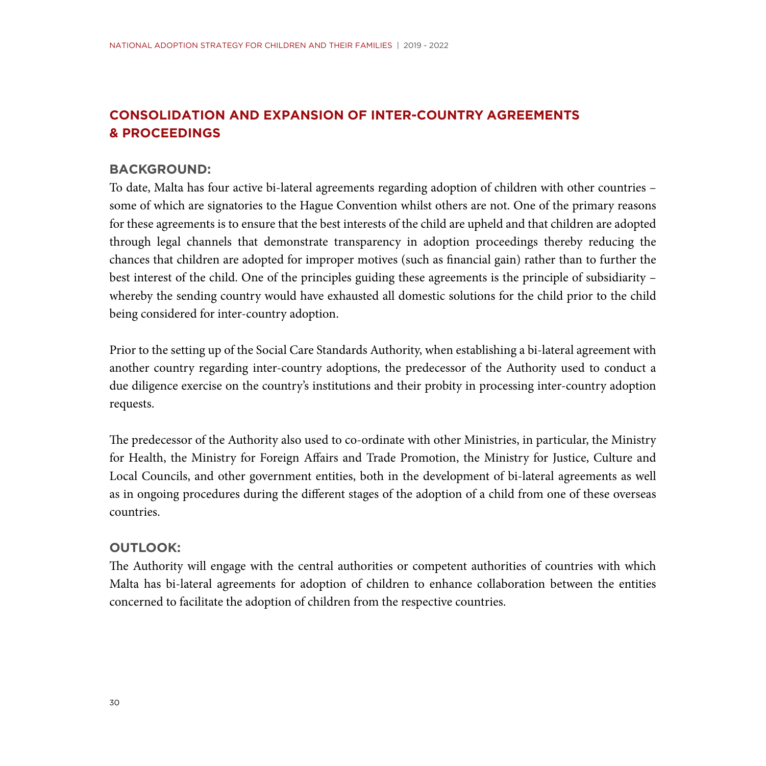## CONSOLIDATION AND EXPANSION OF INTER-COUNTRY AGREEMENTS & PROCEEDINGS

### BACKGROUND:

To date, Malta has four active bi-lateral agreements regarding adoption of children with other countries – some of which are signatories to the Hague Convention whilst others are not. One of the primary reasons for these agreements is to ensure that the best interests of the child are upheld and that children are adopted through legal channels that demonstrate transparency in adoption proceedings thereby reducing the chances that children are adopted for improper motives (such as financial gain) rather than to further the best interest of the child. One of the principles guiding these agreements is the principle of subsidiarity – whereby the sending country would have exhausted all domestic solutions for the child prior to the child being considered for inter-country adoption.

Prior to the setting up of the Social Care Standards Authority, when establishing a bi-lateral agreement with another country regarding inter-country adoptions, the predecessor of the Authority used to conduct a due diligence exercise on the country's institutions and their probity in processing inter-country adoption requests.

The predecessor of the Authority also used to co-ordinate with other Ministries, in particular, the Ministry for Health, the Ministry for Foreign Affairs and Trade Promotion, the Ministry for Justice, Culture and Local Councils, and other government entities, both in the development of bi-lateral agreements as well as in ongoing procedures during the different stages of the adoption of a child from one of these overseas countries.

### OUTLOOK:

The Authority will engage with the central authorities or competent authorities of countries with which Malta has bi-lateral agreements for adoption of children to enhance collaboration between the entities concerned to facilitate the adoption of children from the respective countries.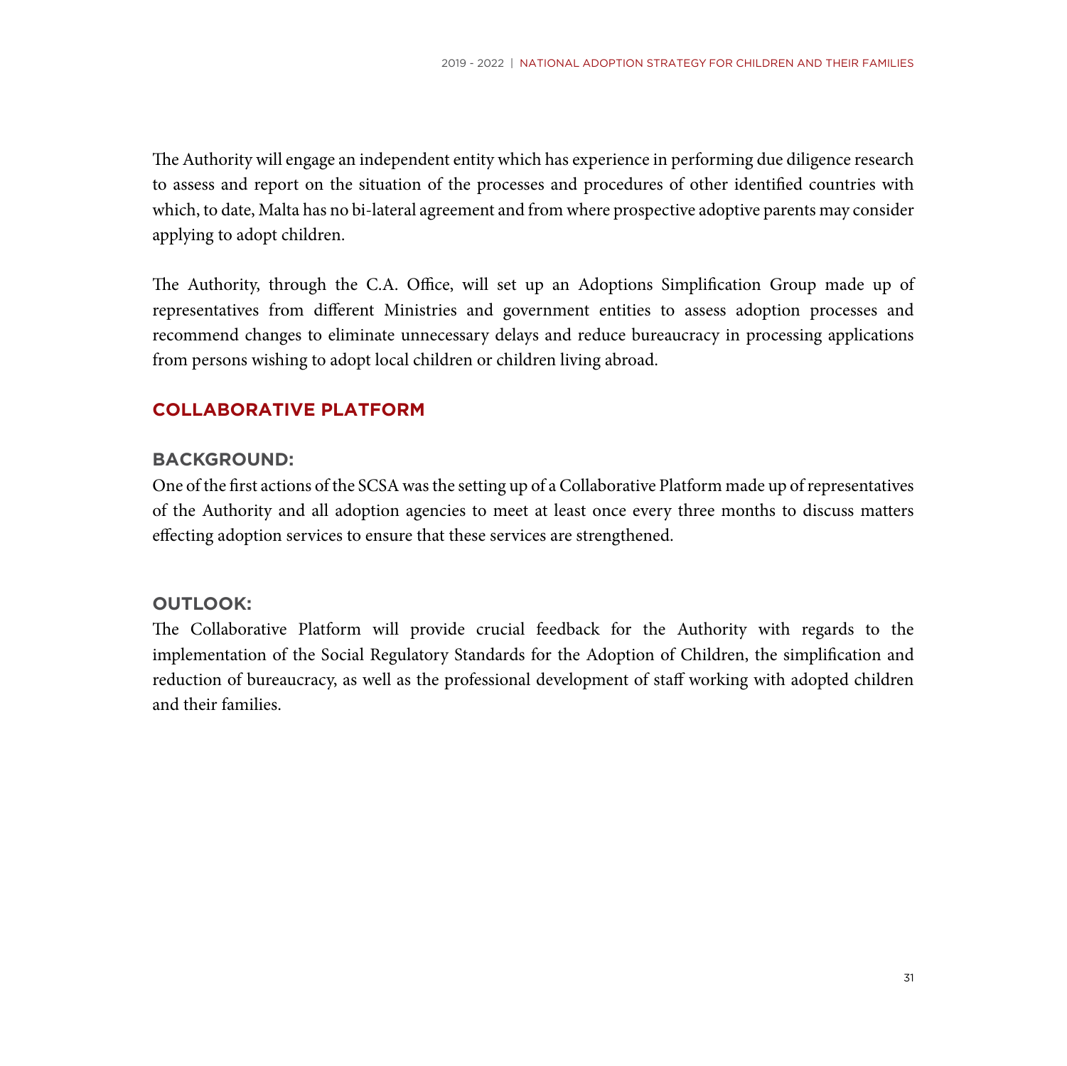The Authority will engage an independent entity which has experience in performing due diligence research to assess and report on the situation of the processes and procedures of other identified countries with which, to date, Malta has no bi-lateral agreement and from where prospective adoptive parents may consider applying to adopt children.

The Authority, through the C.A. Office, will set up an Adoptions Simplification Group made up of representatives from different Ministries and government entities to assess adoption processes and recommend changes to eliminate unnecessary delays and reduce bureaucracy in processing applications from persons wishing to adopt local children or children living abroad.

## COLLABORATIVE PLATFORM

### BACKGROUND:

One of the first actions of the SCSA was the setting up of a Collaborative Platform made up of representatives of the Authority and all adoption agencies to meet at least once every three months to discuss matters effecting adoption services to ensure that these services are strengthened.

### OUTLOOK:

The Collaborative Platform will provide crucial feedback for the Authority with regards to the implementation of the Social Regulatory Standards for the Adoption of Children, the simplification and reduction of bureaucracy, as well as the professional development of staff working with adopted children and their families.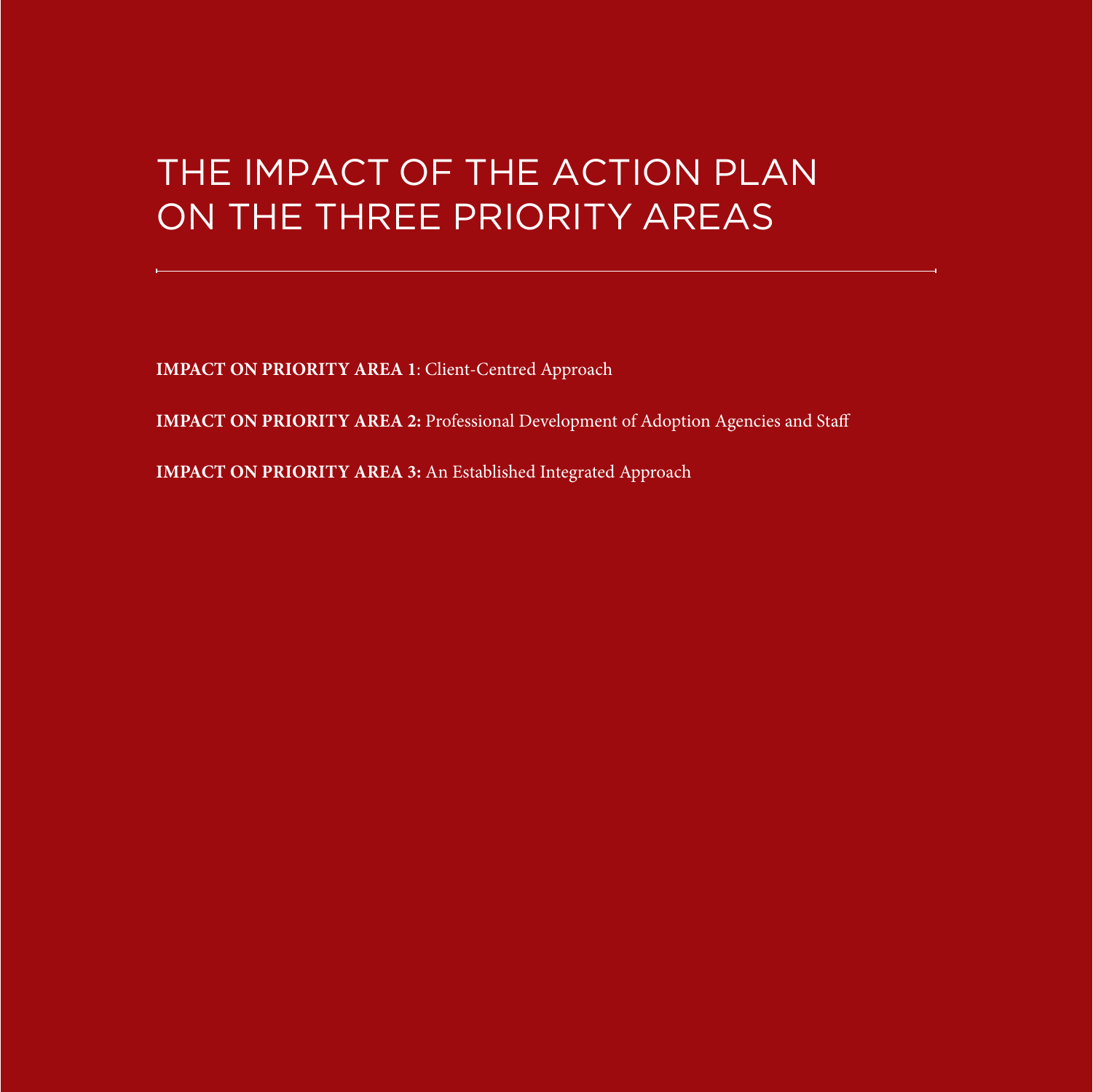# THE IMPACT OF THE ACTION PLAN ON THE THREE PRIORITY AREAS

---

**IMPACT ON PRIORITY AREA 1**: Client-Centred Approach

**IMPACT ON PRIORITY AREA 2:** Professional Development of Adoption Agencies and Staff

**IMPACT ON PRIORITY AREA 3:** An Established Integrated Approach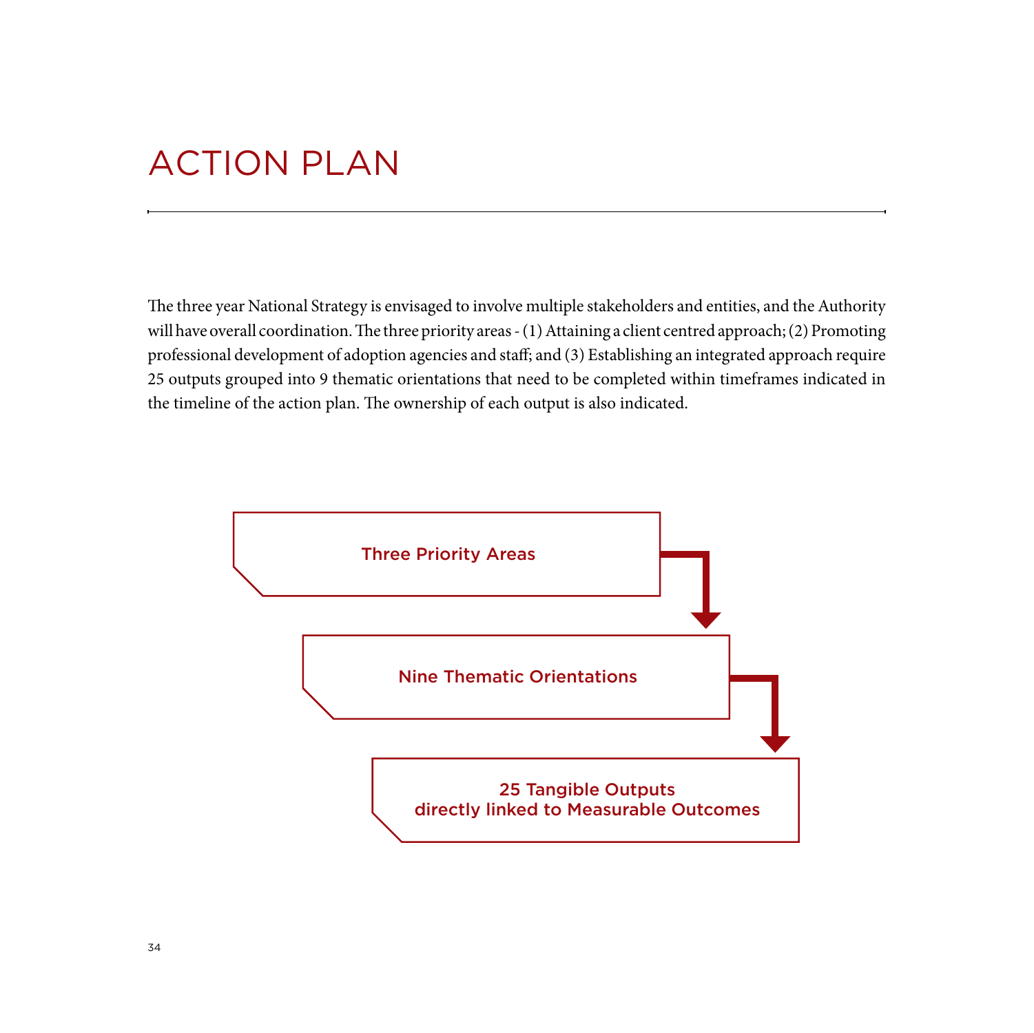# ACTION PLAN

The three year National Strategy is envisaged to involve multiple stakeholders and entities, and the Authority will have overall coordination. The three priority areas - (1) Attaining a client centred approach; (2) Promoting professional development of adoption agencies and staff; and (3) Establishing an integrated approach require 25 outputs grouped into 9 thematic orientations that need to be completed within timeframes indicated in the timeline of the action plan. The ownership of each output is also indicated.

Three Priority Areas

Nine Thematic Orientations

25 Tangible Outputs
directly linked to Measurable Outcomes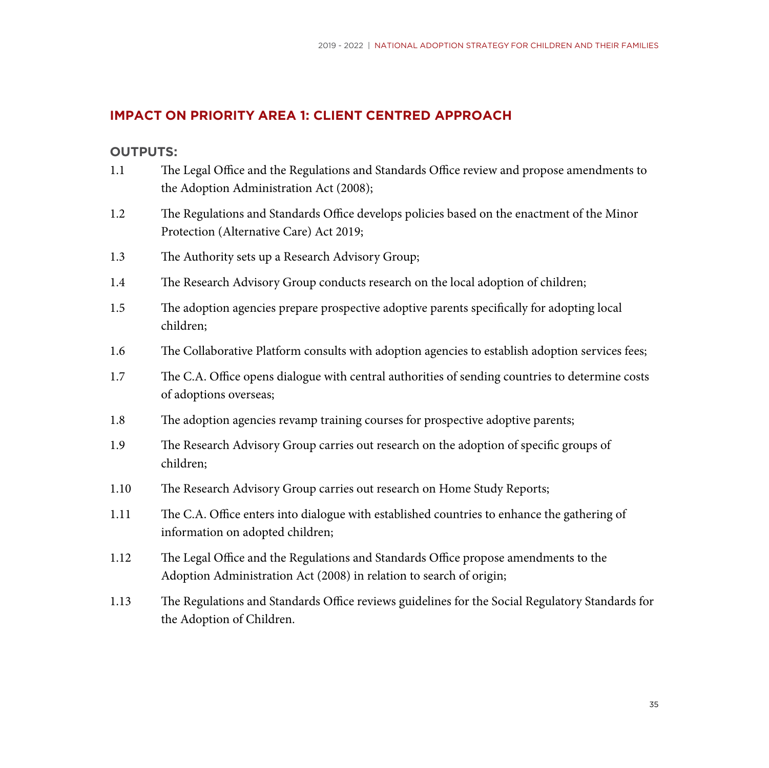## IMPACT ON PRIORITY AREA 1: CLIENT CENTRED APPROACH

### OUTPUTS:

1.1 The Legal Office and the Regulations and Standards Office review and propose amendments to the Adoption Administration Act (2008);

1.2 The Regulations and Standards Office develops policies based on the enactment of the Minor Protection (Alternative Care) Act 2019;

1.3 The Authority sets up a Research Advisory Group;

1.4 The Research Advisory Group conducts research on the local adoption of children;

1.5 The adoption agencies prepare prospective adoptive parents specifically for adopting local children;

1.6 The Collaborative Platform consults with adoption agencies to establish adoption services fees;

1.7 The C.A. Office opens dialogue with central authorities of sending countries to determine costs of adoptions overseas;

1.8 The adoption agencies revamp training courses for prospective adoptive parents;

1.9 The Research Advisory Group carries out research on the adoption of specific groups of children;

1.10 The Research Advisory Group carries out research on Home Study Reports;

1.11 The C.A. Office enters into dialogue with established countries to enhance the gathering of information on adopted children;

1.12 The Legal Office and the Regulations and Standards Office propose amendments to the Adoption Administration Act (2008) in relation to search of origin;

1.13 The Regulations and Standards Office reviews guidelines for the Social Regulatory Standards for the Adoption of Children.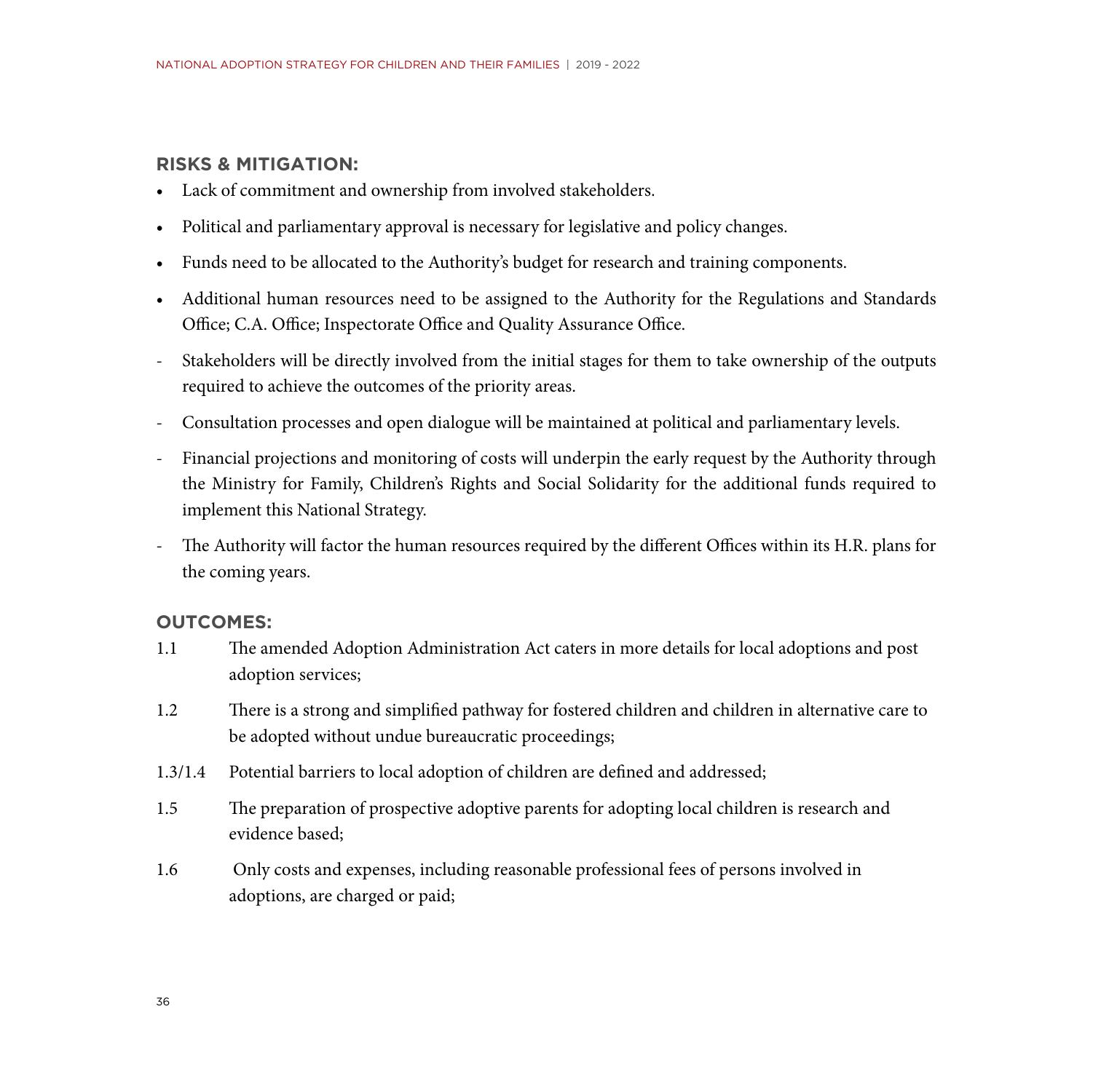## RISKS & MITIGATION:

- Lack of commitment and ownership from involved stakeholders.
- Political and parliamentary approval is necessary for legislative and policy changes.
- Funds need to be allocated to the Authority's budget for research and training components.
- Additional human resources need to be assigned to the Authority for the Regulations and Standards Office; C.A. Office; Inspectorate Office and Quality Assurance Office.

- Stakeholders will be directly involved from the initial stages for them to take ownership of the outputs required to achieve the outcomes of the priority areas.
- Consultation processes and open dialogue will be maintained at political and parliamentary levels.
- Financial projections and monitoring of costs will underpin the early request by the Authority through the Ministry for Family, Children's Rights and Social Solidarity for the additional funds required to implement this National Strategy.
- The Authority will factor the human resources required by the different Offices within its H.R. plans for the coming years.

## OUTCOMES:

1.1 The amended Adoption Administration Act caters in more details for local adoptions and post adoption services;

1.2 There is a strong and simplified pathway for fostered children and children in alternative care to be adopted without undue bureaucratic proceedings;

1.3/1.4 Potential barriers to local adoption of children are defined and addressed;

1.5 The preparation of prospective adoptive parents for adopting local children is research and evidence based;

1.6 Only costs and expenses, including reasonable professional fees of persons involved in adoptions, are charged or paid;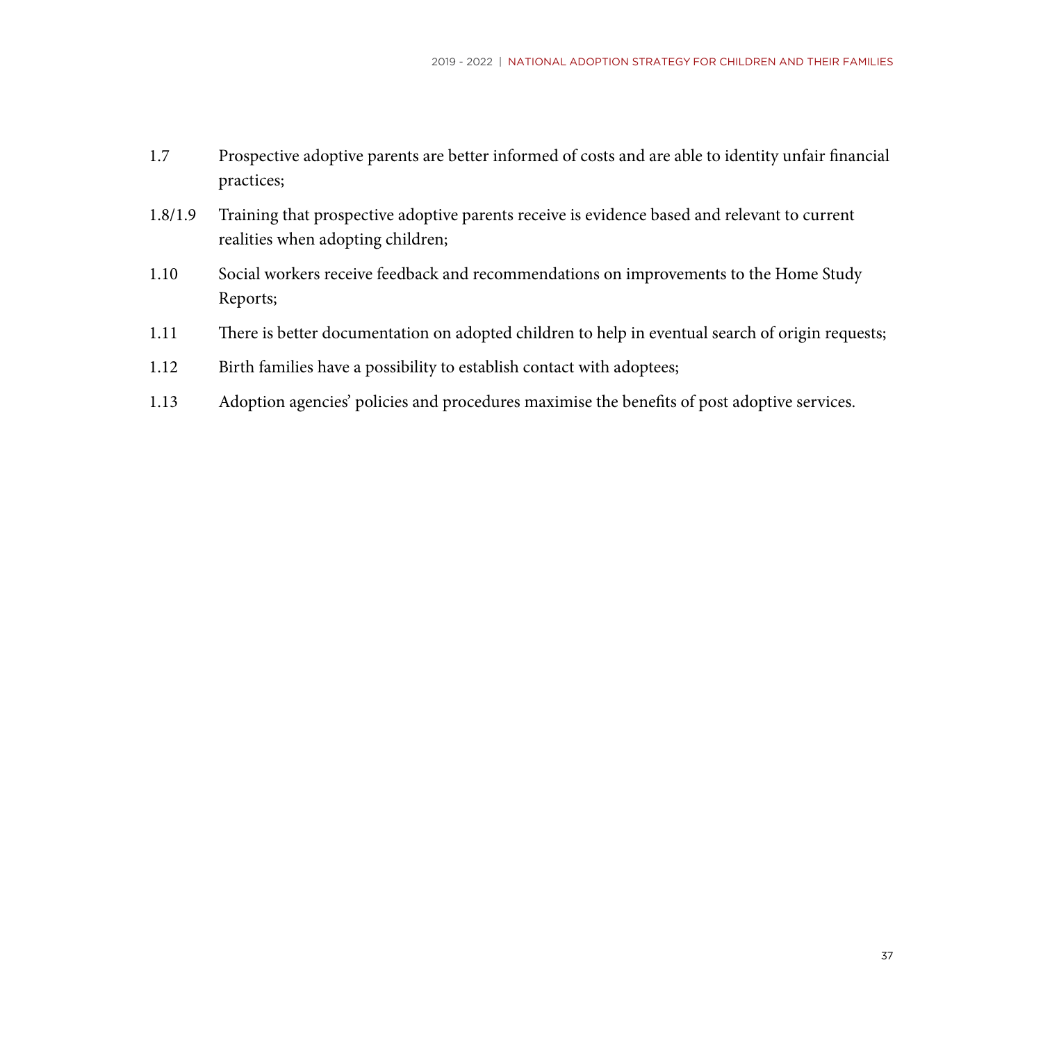1.7 Prospective adoptive parents are better informed of costs and are able to identity unfair financial practices;

1.8/1.9 Training that prospective adoptive parents receive is evidence based and relevant to current realities when adopting children;

1.10 Social workers receive feedback and recommendations on improvements to the Home Study Reports;

1.11 There is better documentation on adopted children to help in eventual search of origin requests;

1.12 Birth families have a possibility to establish contact with adoptees;

1.13 Adoption agencies' policies and procedures maximise the benefits of post adoptive services.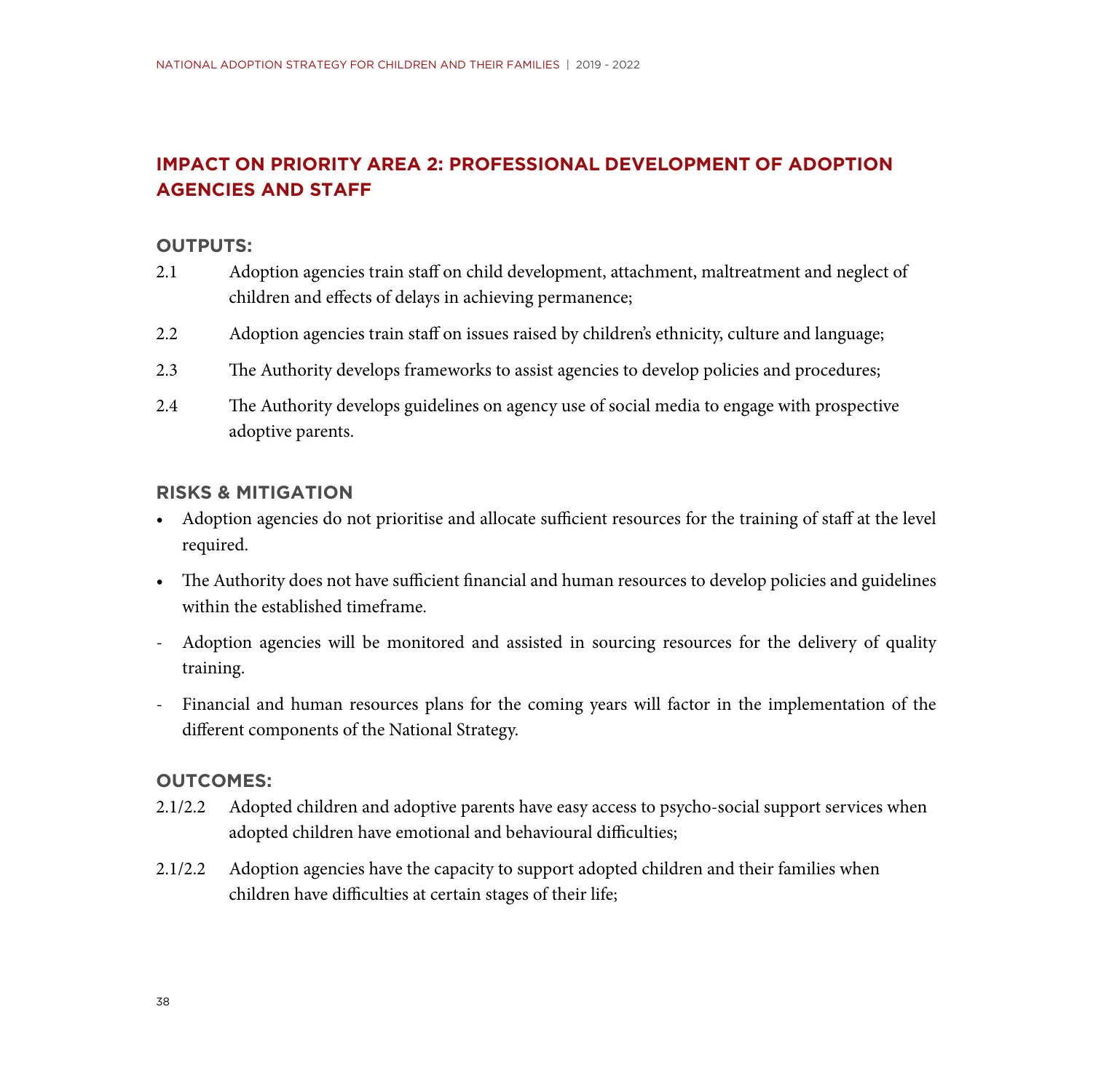## IMPACT ON PRIORITY AREA 2: PROFESSIONAL DEVELOPMENT OF ADOPTION AGENCIES AND STAFF

### OUTPUTS:

2.1 Adoption agencies train staff on child development, attachment, maltreatment and neglect of children and effects of delays in achieving permanence;

2.2 Adoption agencies train staff on issues raised by children's ethnicity, culture and language;

2.3 The Authority develops frameworks to assist agencies to develop policies and procedures;

2.4 The Authority develops guidelines on agency use of social media to engage with prospective adoptive parents.

### RISKS & MITIGATION

- Adoption agencies do not prioritise and allocate sufficient resources for the training of staff at the level required.
- The Authority does not have sufficient financial and human resources to develop policies and guidelines within the established timeframe.

- Adoption agencies will be monitored and assisted in sourcing resources for the delivery of quality training.
- Financial and human resources plans for the coming years will factor in the implementation of the different components of the National Strategy.

### OUTCOMES:

2.1/2.2 Adopted children and adoptive parents have easy access to psycho-social support services when adopted children have emotional and behavioural difficulties;

2.1/2.2 Adoption agencies have the capacity to support adopted children and their families when children have difficulties at certain stages of their life;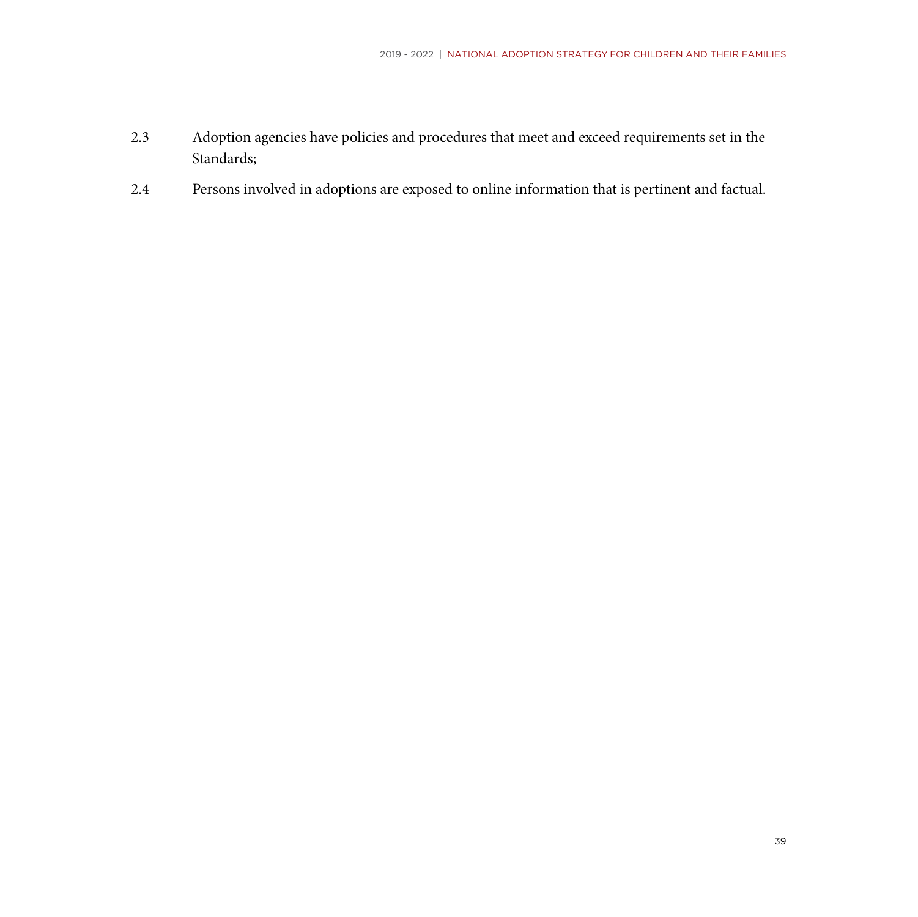2.3 Adoption agencies have policies and procedures that meet and exceed requirements set in the Standards;

2.4 Persons involved in adoptions are exposed to online information that is pertinent and factual.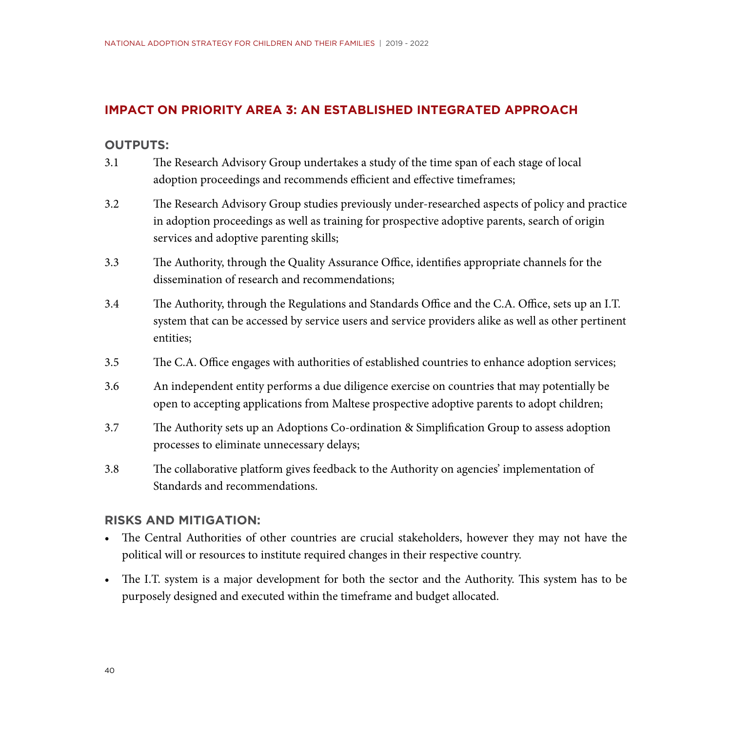## IMPACT ON PRIORITY AREA 3: AN ESTABLISHED INTEGRATED APPROACH

### OUTPUTS:

3.1 The Research Advisory Group undertakes a study of the time span of each stage of local adoption proceedings and recommends efficient and effective timeframes;

3.2 The Research Advisory Group studies previously under-researched aspects of policy and practice in adoption proceedings as well as training for prospective adoptive parents, search of origin services and adoptive parenting skills;

3.3 The Authority, through the Quality Assurance Office, identifies appropriate channels for the dissemination of research and recommendations;

3.4 The Authority, through the Regulations and Standards Office and the C.A. Office, sets up an I.T. system that can be accessed by service users and service providers alike as well as other pertinent entities;

3.5 The C.A. Office engages with authorities of established countries to enhance adoption services;

3.6 An independent entity performs a due diligence exercise on countries that may potentially be open to accepting applications from Maltese prospective adoptive parents to adopt children;

3.7 The Authority sets up an Adoptions Co-ordination & Simplification Group to assess adoption processes to eliminate unnecessary delays;

3.8 The collaborative platform gives feedback to the Authority on agencies' implementation of Standards and recommendations.

### RISKS AND MITIGATION:

- The Central Authorities of other countries are crucial stakeholders, however they may not have the political will or resources to institute required changes in their respective country.
- The I.T. system is a major development for both the sector and the Authority. This system has to be purposely designed and executed within the timeframe and budget allocated.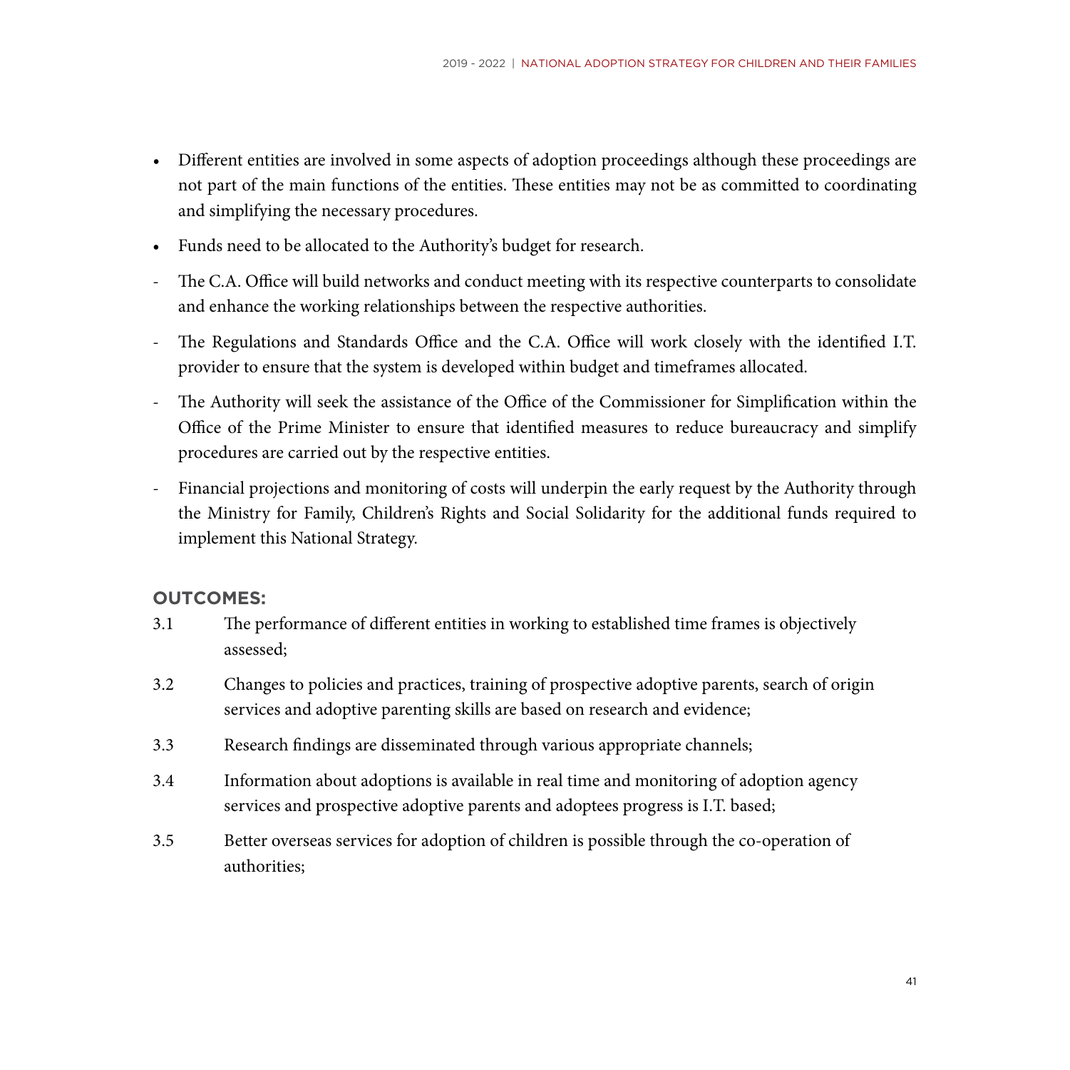- Different entities are involved in some aspects of adoption proceedings although these proceedings are not part of the main functions of the entities. These entities may not be as committed to coordinating and simplifying the necessary procedures.
- Funds need to be allocated to the Authority's budget for research.

- The C.A. Office will build networks and conduct meeting with its respective counterparts to consolidate and enhance the working relationships between the respective authorities.
- The Regulations and Standards Office and the C.A. Office will work closely with the identified I.T. provider to ensure that the system is developed within budget and timeframes allocated.
- The Authority will seek the assistance of the Office of the Commissioner for Simplification within the Office of the Prime Minister to ensure that identified measures to reduce bureaucracy and simplify procedures are carried out by the respective entities.
- Financial projections and monitoring of costs will underpin the early request by the Authority through the Ministry for Family, Children's Rights and Social Solidarity for the additional funds required to implement this National Strategy.

**OUTCOMES:**

3.1 The performance of different entities in working to established time frames is objectively assessed;

3.2 Changes to policies and practices, training of prospective adoptive parents, search of origin services and adoptive parenting skills are based on research and evidence;

3.3 Research findings are disseminated through various appropriate channels;

3.4 Information about adoptions is available in real time and monitoring of adoption agency services and prospective adoptive parents and adoptees progress is I.T. based;

3.5 Better overseas services for adoption of children is possible through the co-operation of authorities;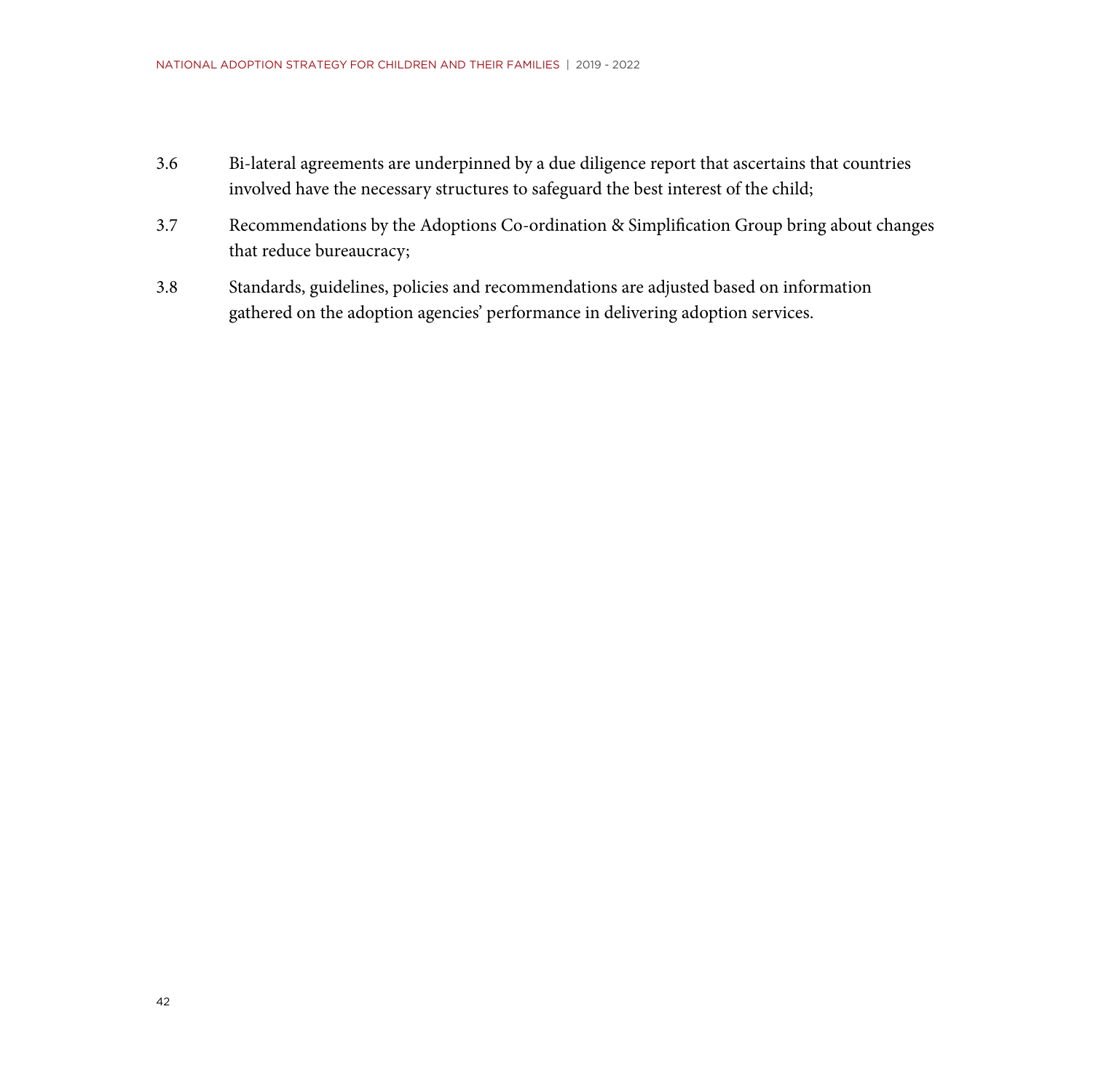3.6 Bi-lateral agreements are underpinned by a due diligence report that ascertains that countries involved have the necessary structures to safeguard the best interest of the child;

3.7 Recommendations by the Adoptions Co-ordination & Simplification Group bring about changes that reduce bureaucracy;

3.8 Standards, guidelines, policies and recommendations are adjusted based on information gathered on the adoption agencies' performance in delivering adoption services.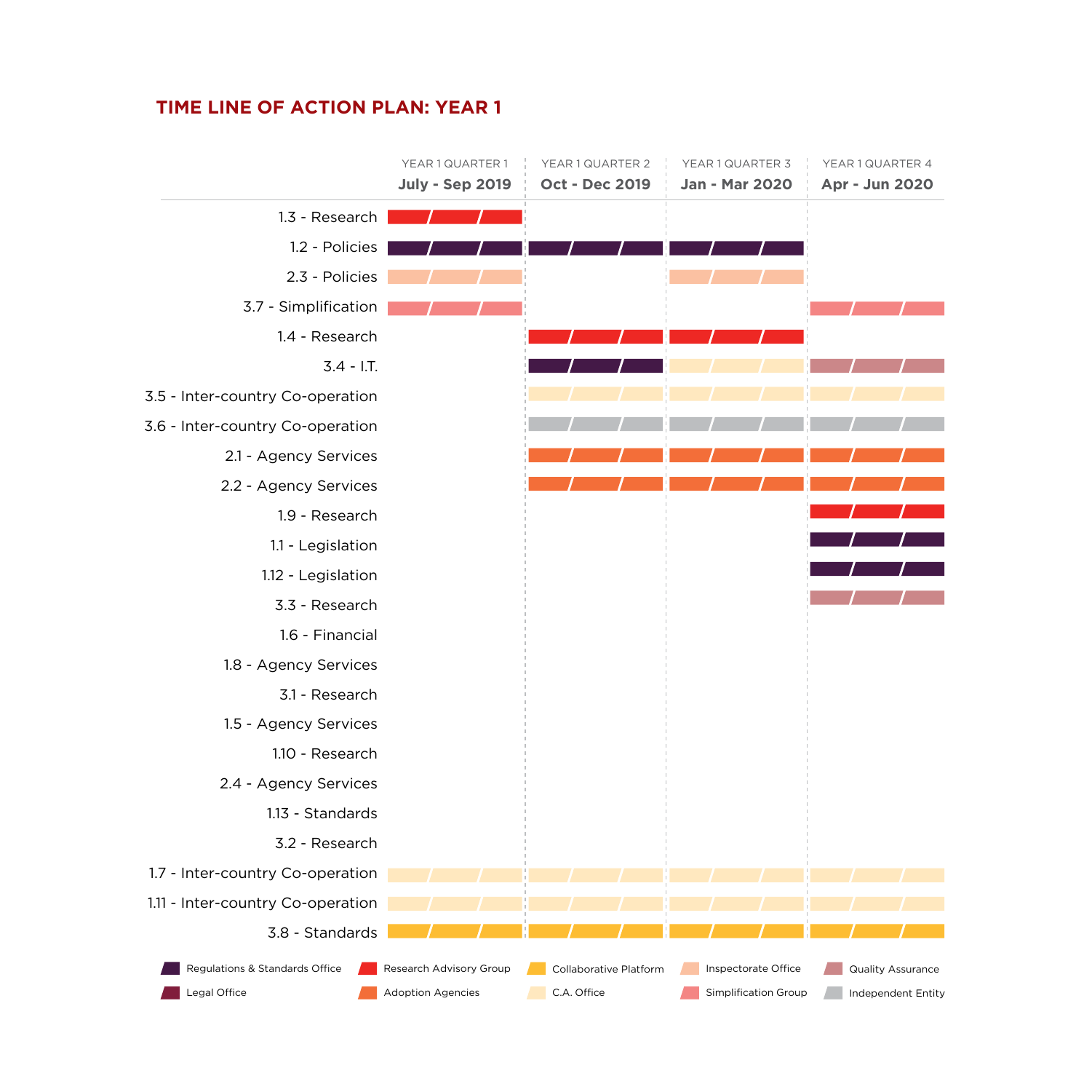# TIME LINE OF ACTION PLAN: YEAR 1

| Action | YEAR 1 QUARTER 1<br>July - Sep 2019 | YEAR 1 QUARTER 2<br>Oct - Dec 2019 | YEAR 1 QUARTER 3<br>Jan - Mar 2020 | YEAR 1 QUARTER 4<br>Apr - Jun 2020 |
|---|---|---|---|---|
| 1.3 - Research | Research Advisory Group | | | |
| 1.2 - Policies | Regulations & Standards Office | Regulations & Standards Office | Regulations & Standards Office | |
| 2.3 - Policies | Inspectorate Office | | Inspectorate Office | |
| 3.7 - Simplification | Simplification Group | | | Simplification Group |
| 1.4 - Research | | Research Advisory Group | Research Advisory Group | |
| 3.4 - I.T. | | Regulations & Standards Office | C.A. Office | Quality Assurance |
| 3.5 - Inter-country Co-operation | | C.A. Office | C.A. Office | C.A. Office |
| 3.6 - Inter-country Co-operation | | Independent Entity | Independent Entity | Independent Entity |
| 2.1 - Agency Services | | Adoption Agencies | Adoption Agencies | Adoption Agencies |
| 2.2 - Agency Services | | Adoption Agencies | Adoption Agencies | Adoption Agencies |
| 1.9 - Research | | | | Research Advisory Group |
| 1.1 - Legislation | | | | Regulations & Standards Office |
| 1.12 - Legislation | | | | Regulations & Standards Office |
| 3.3 - Research | | | | Quality Assurance |
| 1.6 - Financial | | | | |
| 1.8 - Agency Services | | | | |
| 3.1 - Research | | | | |
| 1.5 - Agency Services | | | | |
| 1.10 - Research | | | | |
| 2.4 - Agency Services | | | | |
| 1.13 - Standards | | | | |
| 3.2 - Research | | | | |
| 1.7 - Inter-country Co-operation | C.A. Office | C.A. Office | C.A. Office | C.A. Office |
| 1.11 - Inter-country Co-operation | C.A. Office | C.A. Office | C.A. Office | C.A. Office |
| 3.8 - Standards | Collaborative Platform | Collaborative Platform | Collaborative Platform | Collaborative Platform |

Legend: Regulations & Standards Office; Legal Office; Research Advisory Group; Adoption Agencies; Collaborative Platform; C.A. Office; Inspectorate Office; Simplification Group; Quality Assurance; Independent Entity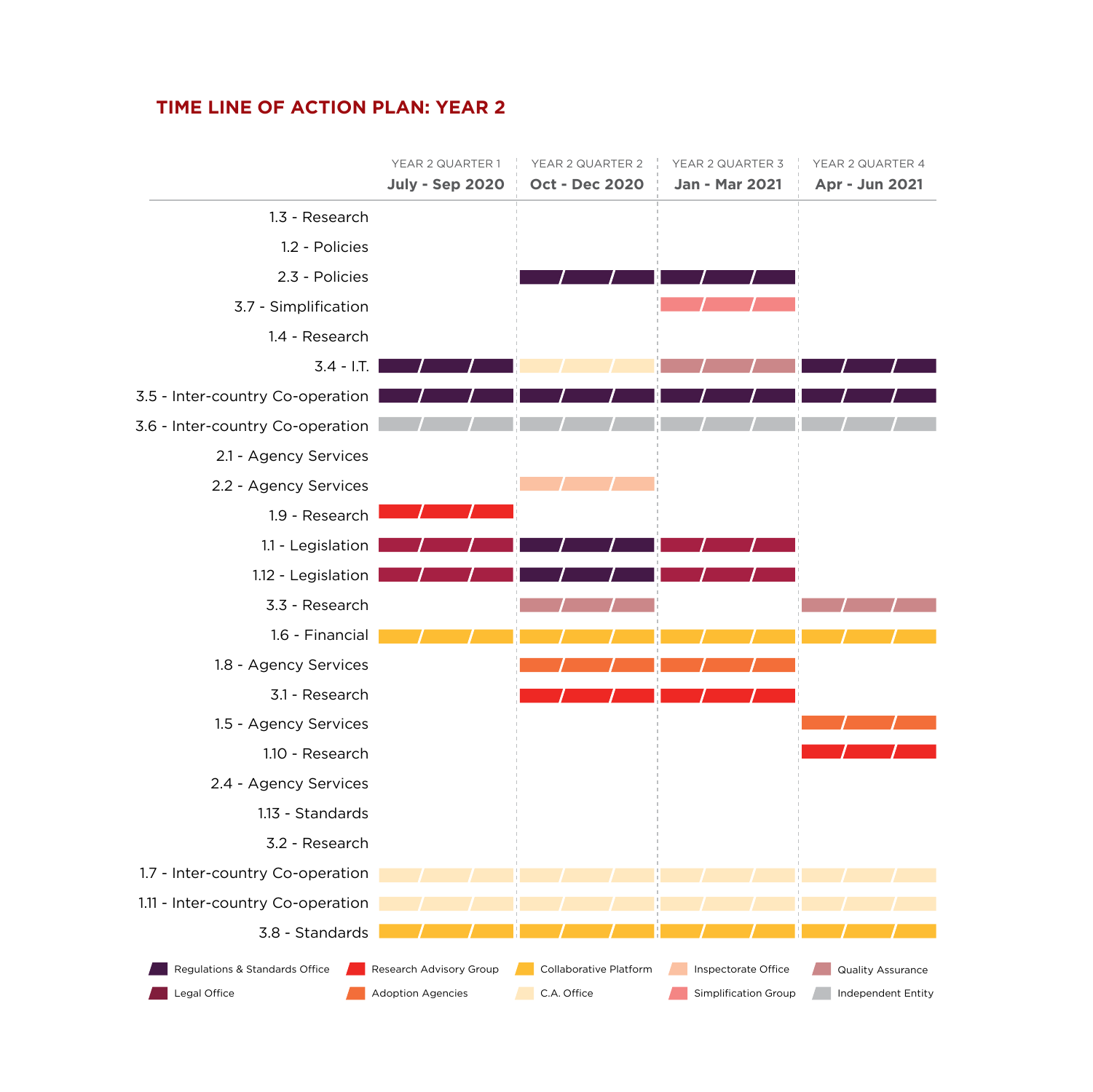## TIME LINE OF ACTION PLAN: YEAR 2

| | YEAR 2 QUARTER 1 **July - Sep 2020** | YEAR 2 QUARTER 2 **Oct - Dec 2020** | YEAR 2 QUARTER 3 **Jan - Mar 2021** | YEAR 2 QUARTER 4 **Apr - Jun 2021** |
|---|---|---|---|---|
| 1.3 - Research | | | | |
| 1.2 - Policies | | | | |
| 2.3 - Policies | | Regulations & Standards Office | Regulations & Standards Office | |
| 3.7 - Simplification | | | Simplification Group | |
| 1.4 - Research | | | | |
| 3.4 - I.T. | Regulations & Standards Office | C.A. Office | Quality Assurance | Regulations & Standards Office |
| 3.5 - Inter-country Co-operation | Regulations & Standards Office | Regulations & Standards Office | Regulations & Standards Office | Regulations & Standards Office |
| 3.6 - Inter-country Co-operation | Independent Entity | Independent Entity | Independent Entity | Independent Entity |
| 2.1 - Agency Services | | | | |
| 2.2 - Agency Services | | Inspectorate Office | | |
| 1.9 - Research | Research Advisory Group | | | |
| 1.1 - Legislation | Legal Office | Regulations & Standards Office | Legal Office | |
| 1.12 - Legislation | Legal Office | Regulations & Standards Office | Legal Office | |
| 3.3 - Research | | Quality Assurance | | Quality Assurance |
| 1.6 - Financial | Collaborative Platform | Collaborative Platform | Collaborative Platform | Collaborative Platform |
| 1.8 - Agency Services | | Adoption Agencies | Adoption Agencies | |
| 3.1 - Research | | Research Advisory Group | Research Advisory Group | |
| 1.5 - Agency Services | | | | Adoption Agencies |
| 1.10 - Research | | | | Research Advisory Group |
| 2.4 - Agency Services | | | | |
| 1.13 - Standards | | | | |
| 3.2 - Research | | | | |
| 1.7 - Inter-country Co-operation | C.A. Office | C.A. Office | C.A. Office | C.A. Office |
| 1.11 - Inter-country Co-operation | C.A. Office | C.A. Office | C.A. Office | C.A. Office |
| 3.8 - Standards | Collaborative Platform | Collaborative Platform | Collaborative Platform | Collaborative Platform |

Legend: Regulations & Standards Office; Legal Office; Research Advisory Group; Adoption Agencies; Collaborative Platform; C.A. Office; Inspectorate Office; Simplification Group; Quality Assurance; Independent Entity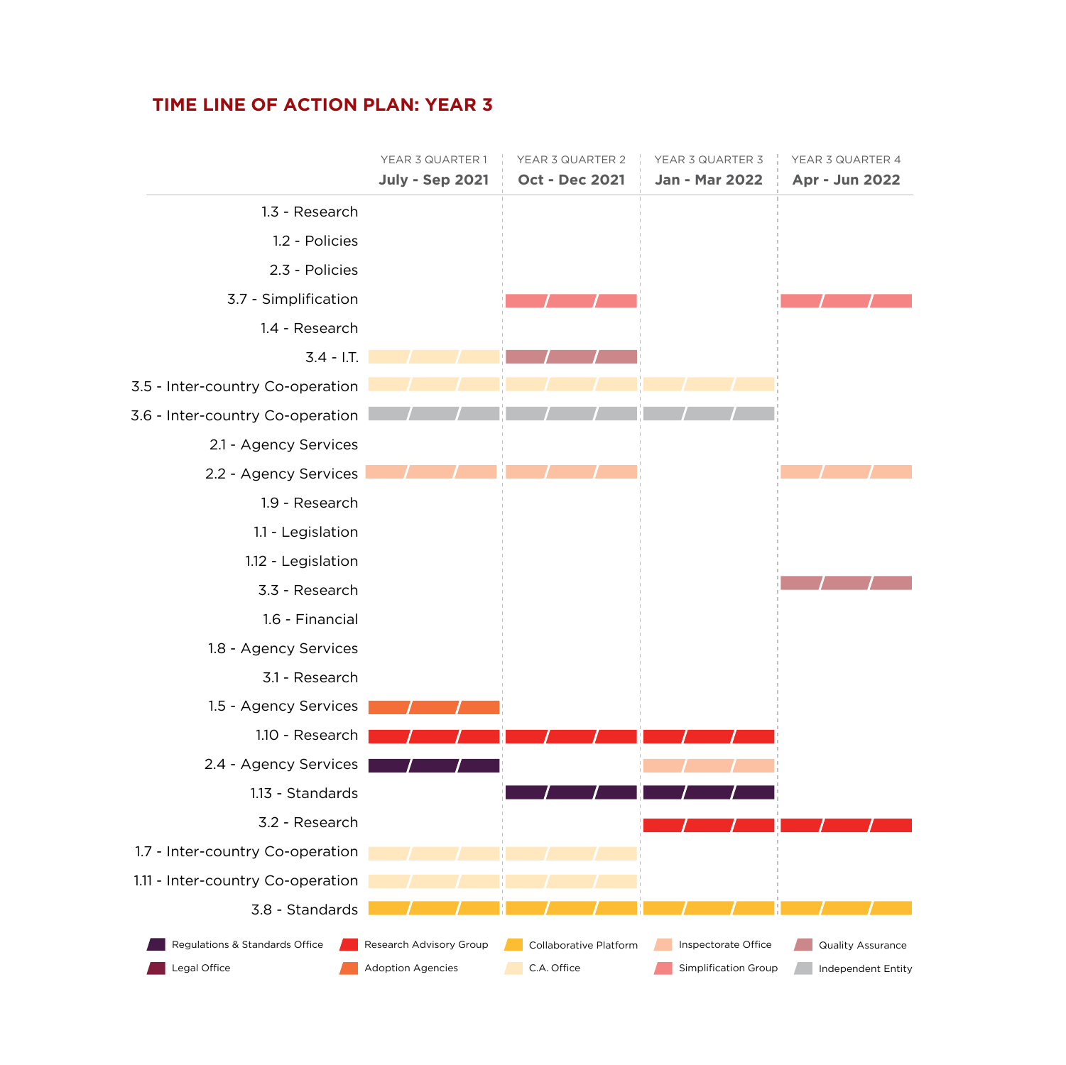## TIME LINE OF ACTION PLAN: YEAR 3

| Action | YEAR 3 QUARTER 1 **July - Sep 2021** | YEAR 3 QUARTER 2 **Oct - Dec 2021** | YEAR 3 QUARTER 3 **Jan - Mar 2022** | YEAR 3 QUARTER 4 **Apr - Jun 2022** |
|---|---|---|---|---|
| 1.3 - Research | | | | |
| 1.2 - Policies | | | | |
| 2.3 - Policies | | | | |
| 3.7 - Simplification | | Simplification Group | | Simplification Group |
| 1.4 - Research | | | | |
| 3.4 - I.T. | C.A. Office | Quality Assurance | | |
| 3.5 - Inter-country Co-operation | C.A. Office | C.A. Office | C.A. Office | |
| 3.6 - Inter-country Co-operation | Independent Entity | Independent Entity | Independent Entity | |
| 2.1 - Agency Services | | | | |
| 2.2 - Agency Services | Inspectorate Office | Inspectorate Office | | Inspectorate Office |
| 1.9 - Research | | | | |
| 1.1 - Legislation | | | | |
| 1.12 - Legislation | | | | |
| 3.3 - Research | | | | Quality Assurance |
| 1.6 - Financial | | | | |
| 1.8 - Agency Services | | | | |
| 3.1 - Research | | | | |
| 1.5 - Agency Services | Adoption Agencies | | | |
| 1.10 - Research | Research Advisory Group | Research Advisory Group | Research Advisory Group | |
| 2.4 - Agency Services | Regulations & Standards Office | | Inspectorate Office | |
| 1.13 - Standards | | Regulations & Standards Office | Regulations & Standards Office | |
| 3.2 - Research | | | Research Advisory Group | Research Advisory Group |
| 1.7 - Inter-country Co-operation | C.A. Office | C.A. Office | | |
| 1.11 - Inter-country Co-operation | C.A. Office | C.A. Office | | |
| 3.8 - Standards | Collaborative Platform | Collaborative Platform | Collaborative Platform | Collaborative Platform |

Legend: Regulations & Standards Office; Research Advisory Group; Collaborative Platform; Inspectorate Office; Quality Assurance; Legal Office; Adoption Agencies; C.A. Office; Simplification Group; Independent Entity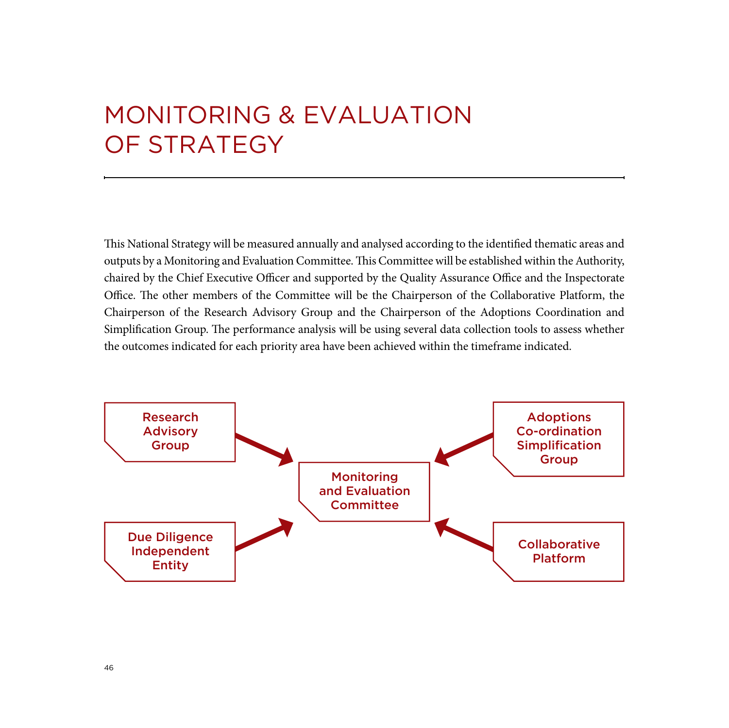# MONITORING & EVALUATION OF STRATEGY

This National Strategy will be measured annually and analysed according to the identified thematic areas and outputs by a Monitoring and Evaluation Committee. This Committee will be established within the Authority, chaired by the Chief Executive Officer and supported by the Quality Assurance Office and the Inspectorate Office. The other members of the Committee will be the Chairperson of the Collaborative Platform, the Chairperson of the Research Advisory Group and the Chairperson of the Adoptions Coordination and Simplification Group. The performance analysis will be using several data collection tools to assess whether the outcomes indicated for each priority area have been achieved within the timeframe indicated.

Research Advisory Group

Adoptions Co-ordination Simplification Group

Monitoring and Evaluation Committee

Due Diligence Independent Entity

Collaborative Platform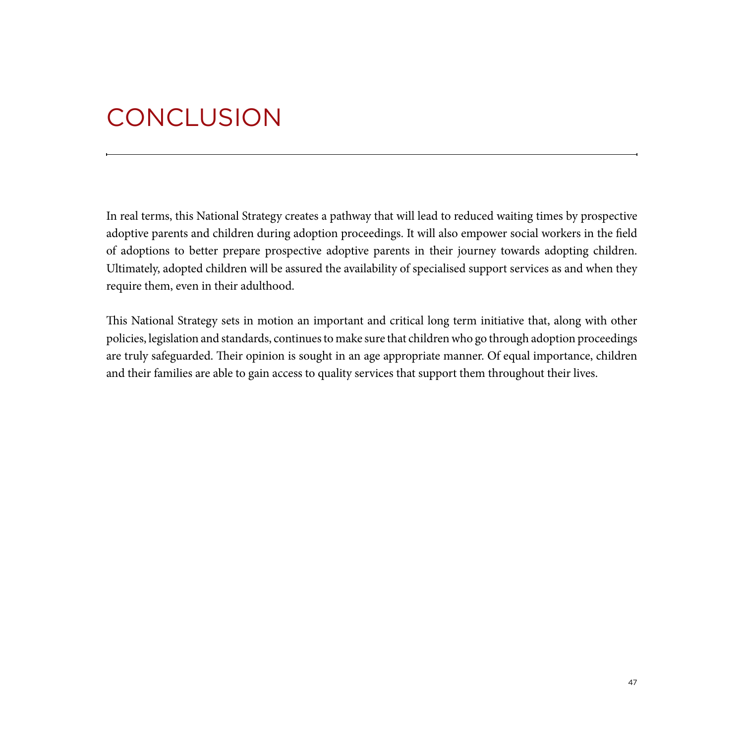# CONCLUSION

In real terms, this National Strategy creates a pathway that will lead to reduced waiting times by prospective adoptive parents and children during adoption proceedings. It will also empower social workers in the field of adoptions to better prepare prospective adoptive parents in their journey towards adopting children. Ultimately, adopted children will be assured the availability of specialised support services as and when they require them, even in their adulthood.

This National Strategy sets in motion an important and critical long term initiative that, along with other policies, legislation and standards, continues to make sure that children who go through adoption proceedings are truly safeguarded. Their opinion is sought in an age appropriate manner. Of equal importance, children and their families are able to gain access to quality services that support them throughout their lives.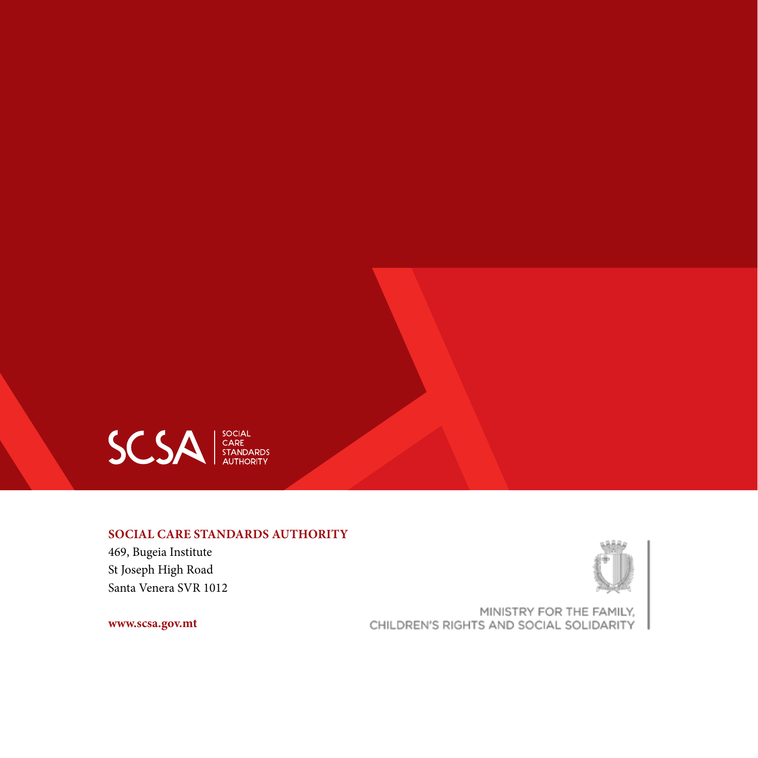SCSA | SOCIAL CARE STANDARDS AUTHORITY

**SOCIAL CARE STANDARDS AUTHORITY**

469, Bugeia Institute
St Joseph High Road
Santa Venera SVR 1012

**www.scsa.gov.mt**

MINISTRY FOR THE FAMILY,
CHILDREN'S RIGHTS AND SOCIAL SOLIDARITY